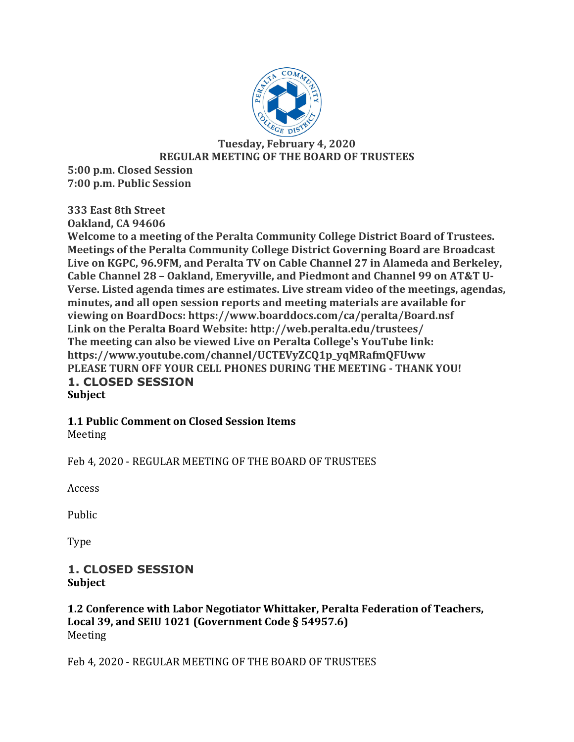**Tuesday, February 4, 2020**
**REGULAR MEETING OF THE BOARD OF TRUSTEES**

**5:00 p.m. Closed Session**
**7:00 p.m. Public Session**

**333 East 8th Street**
**Oakland, CA 94606**
**Welcome to a meeting of the Peralta Community College District Board of Trustees. Meetings of the Peralta Community College District Governing Board are Broadcast Live on KGPC, 96.9FM, and Peralta TV on Cable Channel 27 in Alameda and Berkeley, Cable Channel 28 – Oakland, Emeryville, and Piedmont and Channel 99 on AT&T U-Verse. Listed agenda times are estimates. Live stream video of the meetings, agendas, minutes, and all open session reports and meeting materials are available for viewing on BoardDocs: https://www.boarddocs.com/ca/peralta/Board.nsf**
**Link on the Peralta Board Website: http://web.peralta.edu/trustees/**
**The meeting can also be viewed Live on Peralta College's YouTube link: https://www.youtube.com/channel/UCTEVyZCQ1p_yqMRafmQFUww**
**PLEASE TURN OFF YOUR CELL PHONES DURING THE MEETING - THANK YOU!**

## 1. CLOSED SESSION

**Subject**

### 1.1 Public Comment on Closed Session Items

Meeting

Feb 4, 2020 - REGULAR MEETING OF THE BOARD OF TRUSTEES

Access

Public

Type

## 1. CLOSED SESSION

**Subject**

### 1.2 Conference with Labor Negotiator Whittaker, Peralta Federation of Teachers, Local 39, and SEIU 1021 (Government Code § 54957.6)

Meeting

Feb 4, 2020 - REGULAR MEETING OF THE BOARD OF TRUSTEES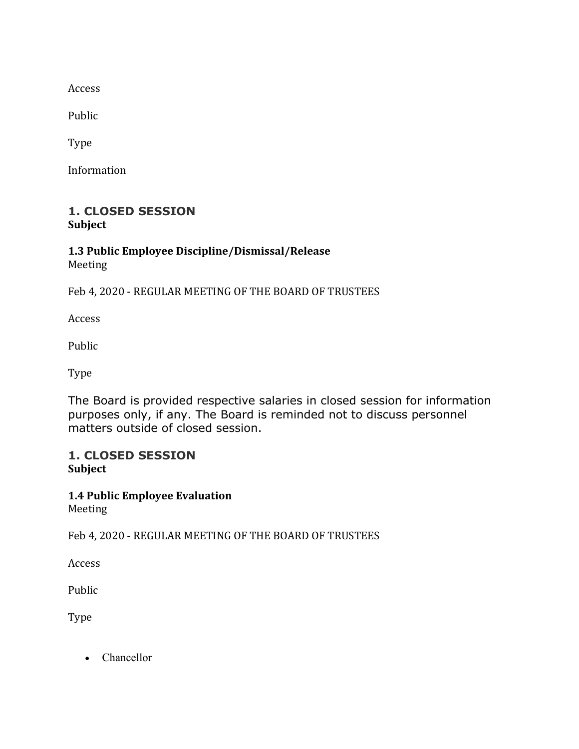Access

Public

Type

Information

## 1. CLOSED SESSION

**Subject**

**1.3 Public Employee Discipline/Dismissal/Release**

Meeting

Feb 4, 2020 - REGULAR MEETING OF THE BOARD OF TRUSTEES

Access

Public

Type

The Board is provided respective salaries in closed session for information purposes only, if any. The Board is reminded not to discuss personnel matters outside of closed session.

## 1. CLOSED SESSION

**Subject**

**1.4 Public Employee Evaluation**

Meeting

Feb 4, 2020 - REGULAR MEETING OF THE BOARD OF TRUSTEES

Access

Public

Type

- Chancellor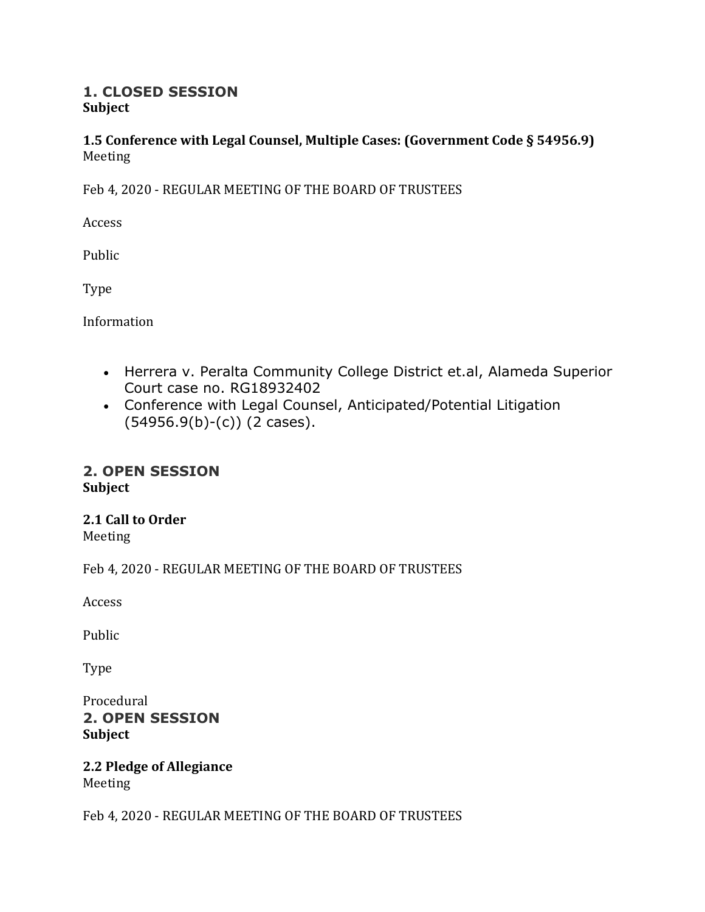## 1. CLOSED SESSION
**Subject**

**1.5 Conference with Legal Counsel, Multiple Cases: (Government Code § 54956.9)**
Meeting

Feb 4, 2020 - REGULAR MEETING OF THE BOARD OF TRUSTEES

Access

Public

Type

Information

- Herrera v. Peralta Community College District et.al, Alameda Superior Court case no. RG18932402
- Conference with Legal Counsel, Anticipated/Potential Litigation (54956.9(b)-(c)) (2 cases).

## 2. OPEN SESSION
**Subject**

**2.1 Call to Order**
Meeting

Feb 4, 2020 - REGULAR MEETING OF THE BOARD OF TRUSTEES

Access

Public

Type

Procedural

## 2. OPEN SESSION
**Subject**

**2.2 Pledge of Allegiance**
Meeting

Feb 4, 2020 - REGULAR MEETING OF THE BOARD OF TRUSTEES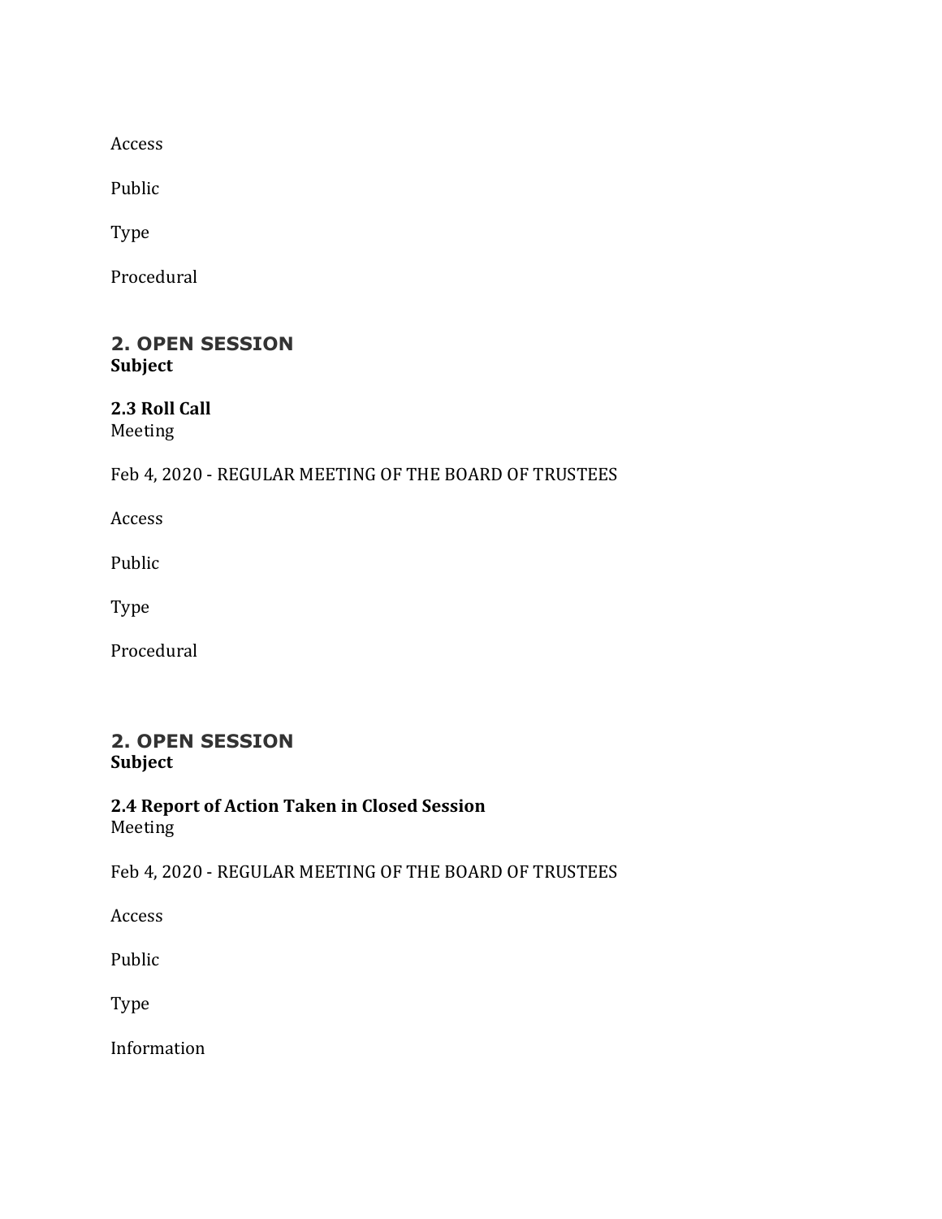Access

Public

Type

Procedural

## 2. OPEN SESSION

**Subject**

**2.3 Roll Call**

Meeting

Feb 4, 2020 - REGULAR MEETING OF THE BOARD OF TRUSTEES

Access

Public

Type

Procedural

## 2. OPEN SESSION

**Subject**

**2.4 Report of Action Taken in Closed Session**

Meeting

Feb 4, 2020 - REGULAR MEETING OF THE BOARD OF TRUSTEES

Access

Public

Type

Information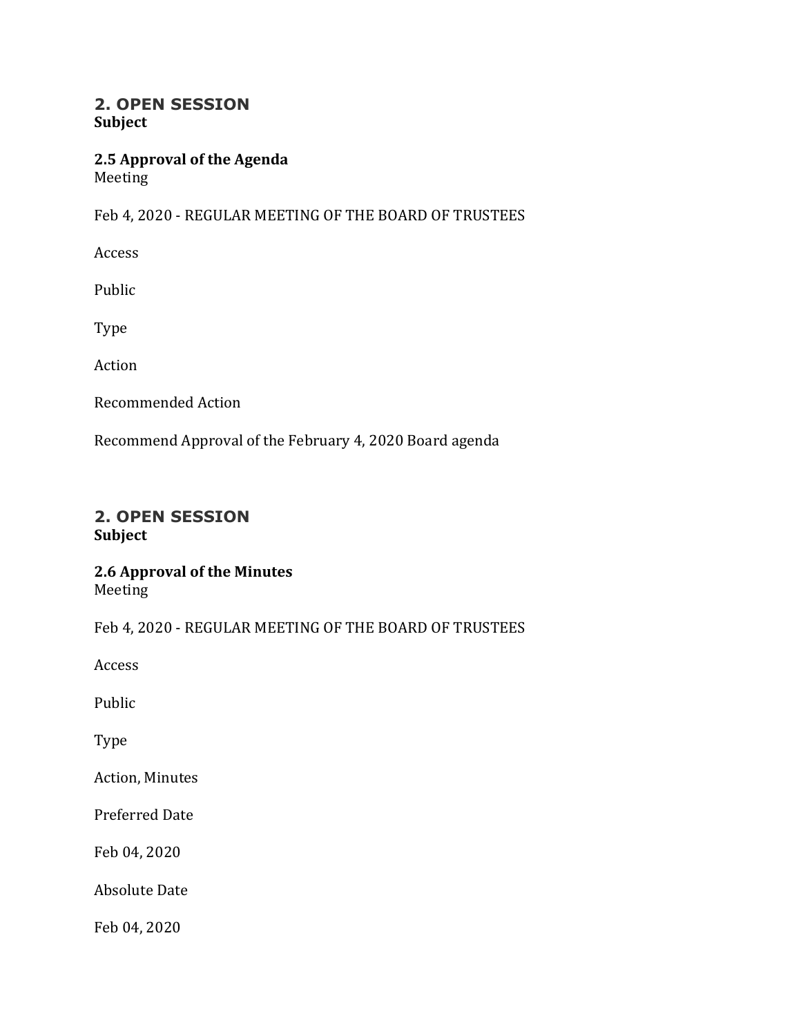## 2. OPEN SESSION
**Subject**

**2.5 Approval of the Agenda**
Meeting

Feb 4, 2020 - REGULAR MEETING OF THE BOARD OF TRUSTEES

Access

Public

Type

Action

Recommended Action

Recommend Approval of the February 4, 2020 Board agenda

## 2. OPEN SESSION
**Subject**

**2.6 Approval of the Minutes**
Meeting

Feb 4, 2020 - REGULAR MEETING OF THE BOARD OF TRUSTEES

Access

Public

Type

Action, Minutes

Preferred Date

Feb 04, 2020

Absolute Date

Feb 04, 2020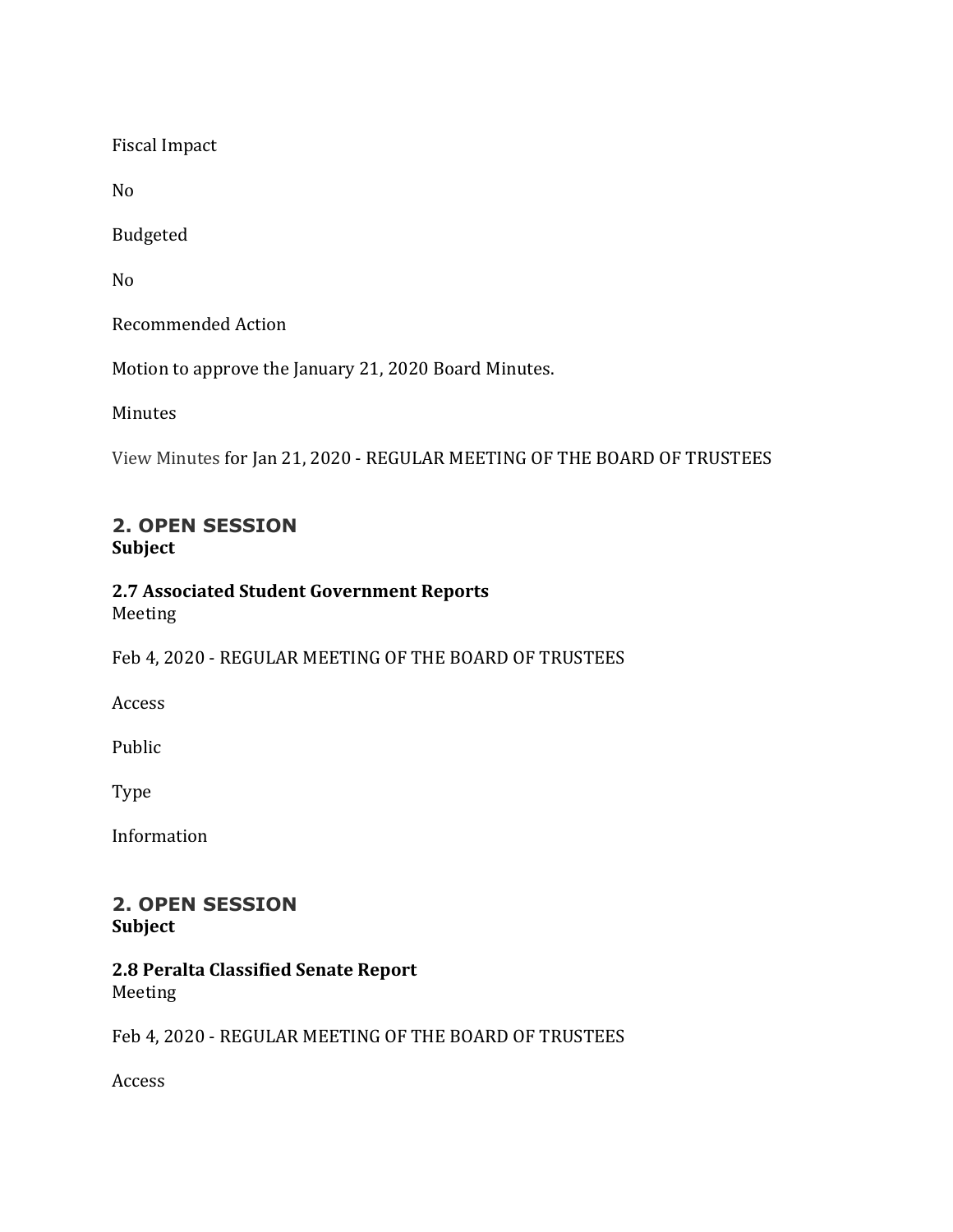Fiscal Impact

No

Budgeted

No

Recommended Action

Motion to approve the January 21, 2020 Board Minutes.

Minutes

View Minutes for Jan 21, 2020 - REGULAR MEETING OF THE BOARD OF TRUSTEES

## 2. OPEN SESSION

**Subject**

**2.7 Associated Student Government Reports**

Meeting

Feb 4, 2020 - REGULAR MEETING OF THE BOARD OF TRUSTEES

Access

Public

Type

Information

## 2. OPEN SESSION

**Subject**

**2.8 Peralta Classified Senate Report**

Meeting

Feb 4, 2020 - REGULAR MEETING OF THE BOARD OF TRUSTEES

Access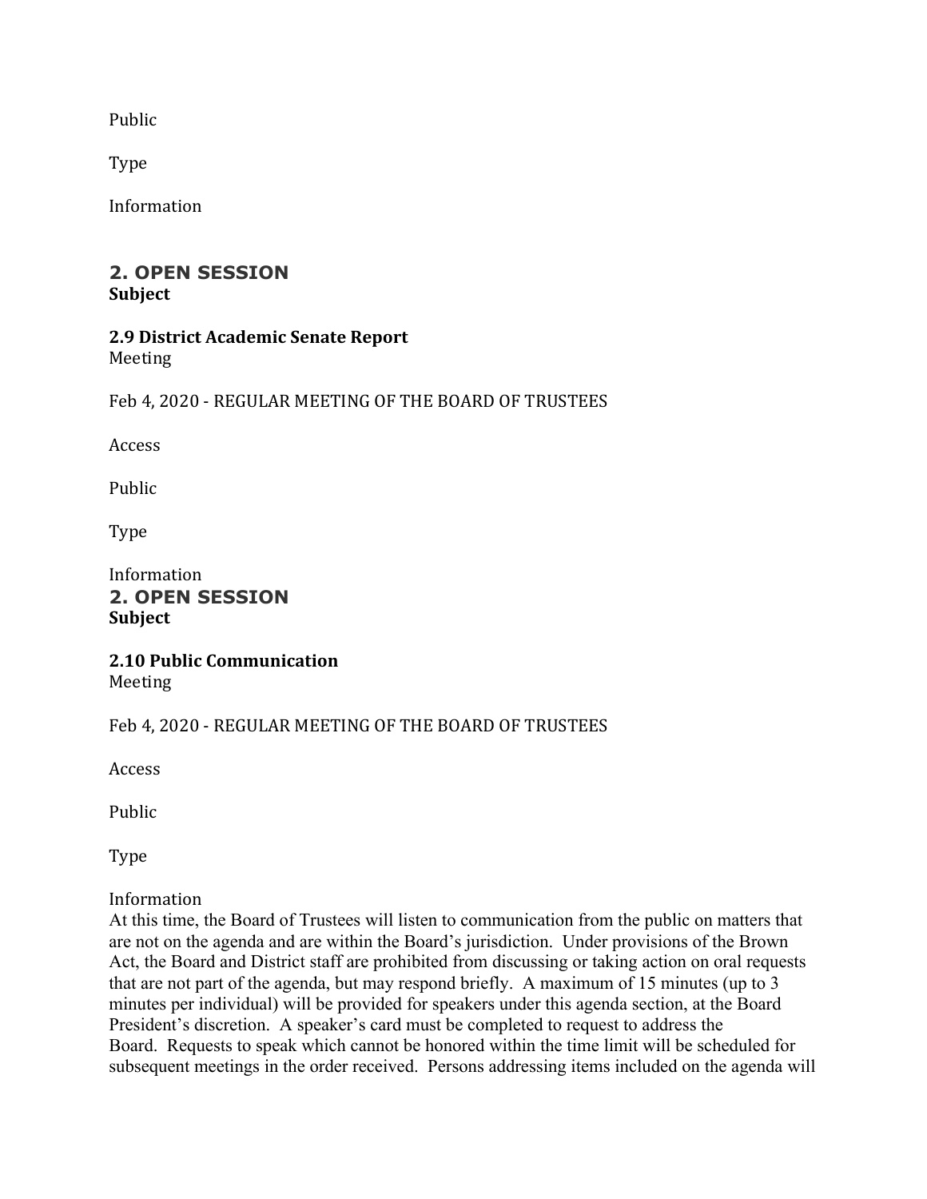Public

Type

Information

## 2. OPEN SESSION
**Subject**

**2.9 District Academic Senate Report**
Meeting

Feb 4, 2020 - REGULAR MEETING OF THE BOARD OF TRUSTEES

Access

Public

Type

Information
## 2. OPEN SESSION
**Subject**

**2.10 Public Communication**
Meeting

Feb 4, 2020 - REGULAR MEETING OF THE BOARD OF TRUSTEES

Access

Public

Type

Information
At this time, the Board of Trustees will listen to communication from the public on matters that are not on the agenda and are within the Board's jurisdiction. Under provisions of the Brown Act, the Board and District staff are prohibited from discussing or taking action on oral requests that are not part of the agenda, but may respond briefly. A maximum of 15 minutes (up to 3 minutes per individual) will be provided for speakers under this agenda section, at the Board President's discretion. A speaker's card must be completed to request to address the Board. Requests to speak which cannot be honored within the time limit will be scheduled for subsequent meetings in the order received. Persons addressing items included on the agenda will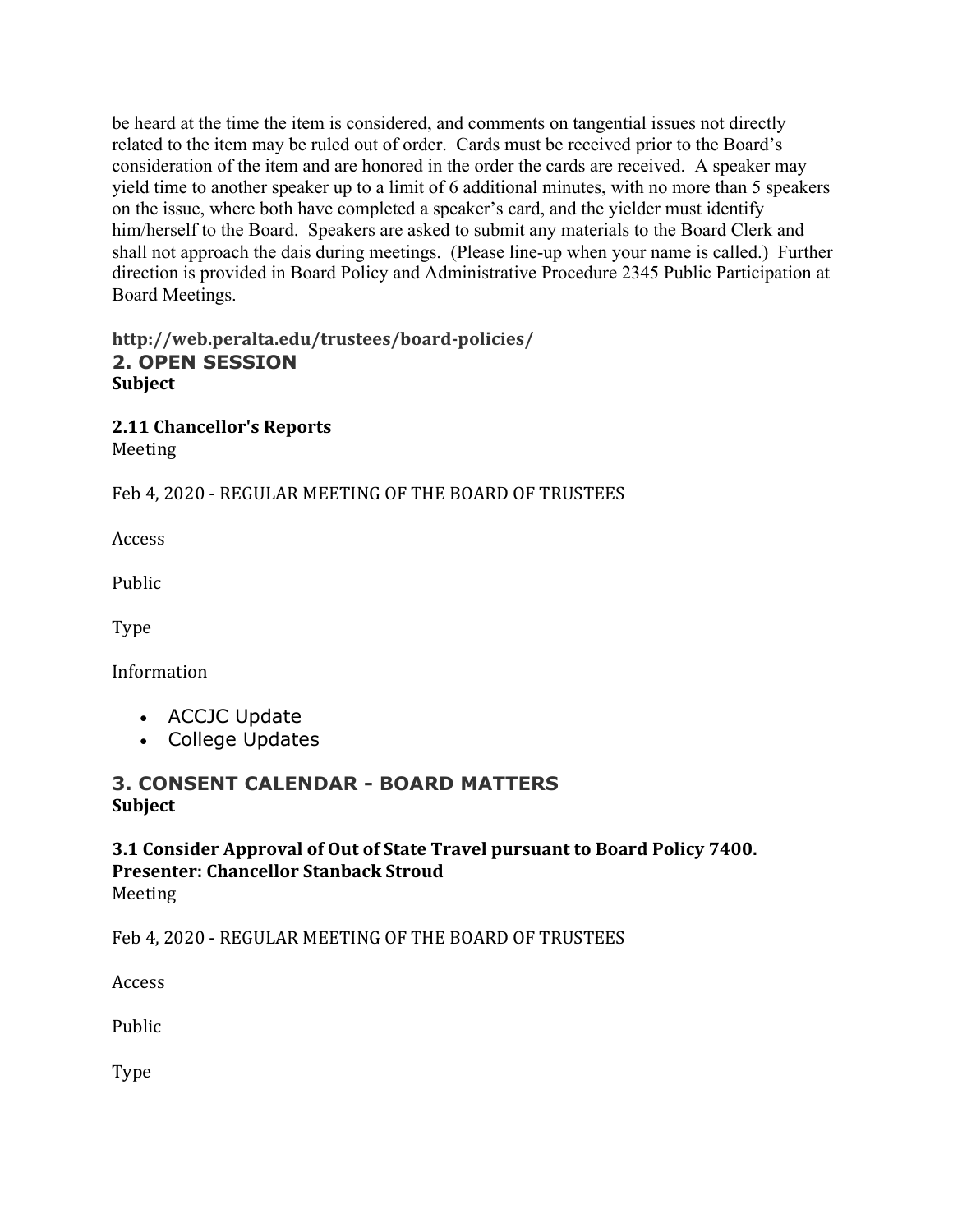be heard at the time the item is considered, and comments on tangential issues not directly related to the item may be ruled out of order. Cards must be received prior to the Board's consideration of the item and are honored in the order the cards are received. A speaker may yield time to another speaker up to a limit of 6 additional minutes, with no more than 5 speakers on the issue, where both have completed a speaker's card, and the yielder must identify him/herself to the Board. Speakers are asked to submit any materials to the Board Clerk and shall not approach the dais during meetings. (Please line-up when your name is called.) Further direction is provided in Board Policy and Administrative Procedure 2345 Public Participation at Board Meetings.

**http://web.peralta.edu/trustees/board-policies/**

## 2. OPEN SESSION

**Subject**

**2.11 Chancellor's Reports**

Meeting

Feb 4, 2020 - REGULAR MEETING OF THE BOARD OF TRUSTEES

Access

Public

Type

Information

- ACCJC Update
- College Updates

## 3. CONSENT CALENDAR - BOARD MATTERS

**Subject**

**3.1 Consider Approval of Out of State Travel pursuant to Board Policy 7400. Presenter: Chancellor Stanback Stroud**

Meeting

Feb 4, 2020 - REGULAR MEETING OF THE BOARD OF TRUSTEES

Access

Public

Type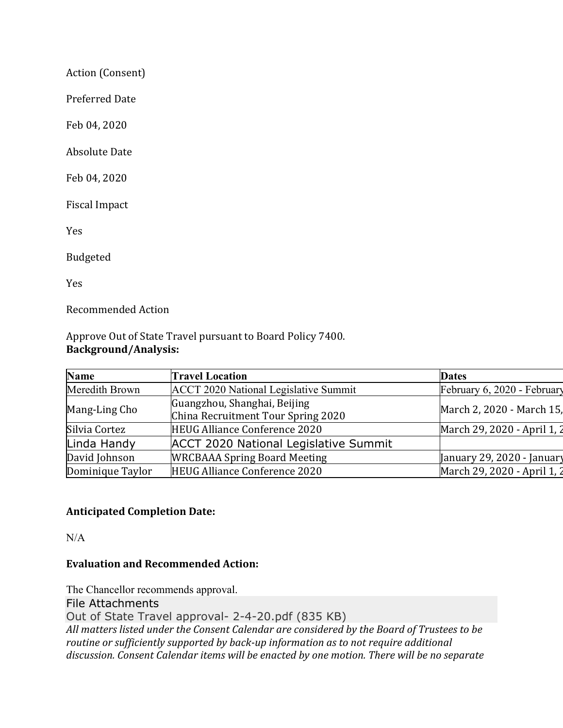Action (Consent)

Preferred Date

Feb 04, 2020

Absolute Date

Feb 04, 2020

Fiscal Impact

Yes

Budgeted

Yes

Recommended Action

Approve Out of State Travel pursuant to Board Policy 7400.

**Background/Analysis:**

| Name | Travel Location | Dates |
|---|---|---|
| Meredith Brown | ACCT 2020 National Legislative Summit | February 6, 2020 - February |
| Mang-Ling Cho | Guangzhou, Shanghai, Beijing<br>China Recruitment Tour Spring 2020 | March 2, 2020 - March 15, |
| Silvia Cortez | HEUG Alliance Conference 2020 | March 29, 2020 - April 1, 2 |
| Linda Handy | ACCT 2020 National Legislative Summit | |
| David Johnson | WRCBAAA Spring Board Meeting | January 29, 2020 - January |
| Dominique Taylor | HEUG Alliance Conference 2020 | March 29, 2020 - April 1, 2 |

**Anticipated Completion Date:**

N/A

**Evaluation and Recommended Action:**

The Chancellor recommends approval.

File Attachments

Out of State Travel approval- 2-4-20.pdf (835 KB)

*All matters listed under the Consent Calendar are considered by the Board of Trustees to be routine or sufficiently supported by back-up information as to not require additional discussion. Consent Calendar items will be enacted by one motion. There will be no separate*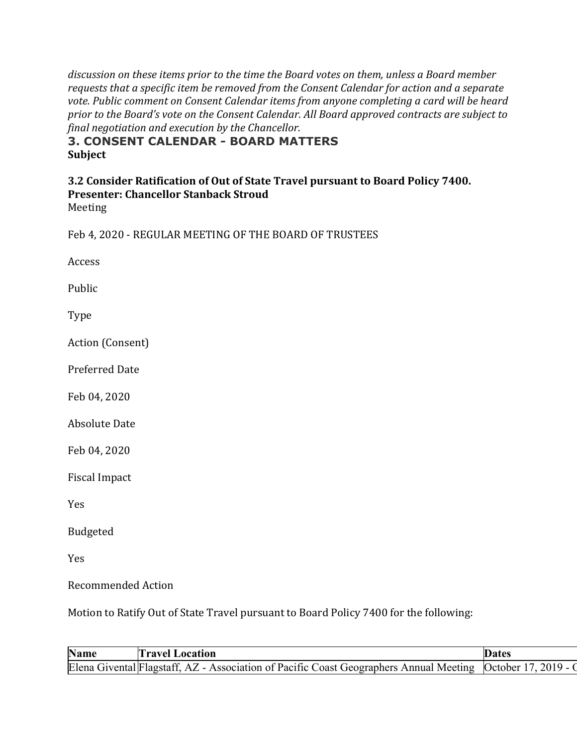*discussion on these items prior to the time the Board votes on them, unless a Board member requests that a specific item be removed from the Consent Calendar for action and a separate vote. Public comment on Consent Calendar items from anyone completing a card will be heard prior to the Board's vote on the Consent Calendar. All Board approved contracts are subject to final negotiation and execution by the Chancellor.*

## 3. CONSENT CALENDAR - BOARD MATTERS

**Subject**

**3.2 Consider Ratification of Out of State Travel pursuant to Board Policy 7400.**
**Presenter: Chancellor Stanback Stroud**

Meeting

Feb 4, 2020 - REGULAR MEETING OF THE BOARD OF TRUSTEES

Access

Public

Type

Action (Consent)

Preferred Date

Feb 04, 2020

Absolute Date

Feb 04, 2020

Fiscal Impact

Yes

Budgeted

Yes

Recommended Action

Motion to Ratify Out of State Travel pursuant to Board Policy 7400 for the following:

| Name | Travel Location | Dates |
|---|---|---|
| Elena Givental | Flagstaff, AZ - Association of Pacific Coast Geographers Annual Meeting | October 17, 2019 - C |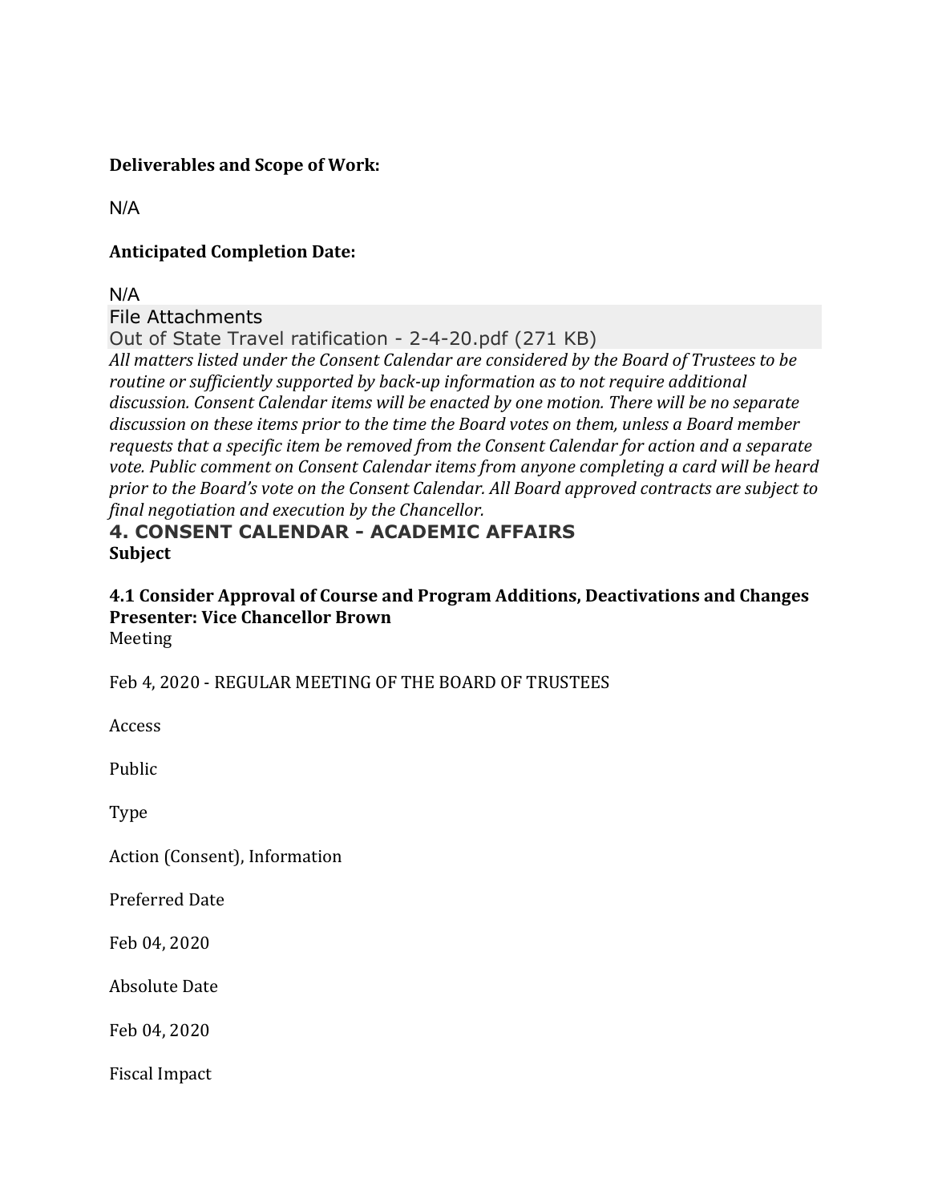**Deliverables and Scope of Work:**

N/A

**Anticipated Completion Date:**

N/A

File Attachments

Out of State Travel ratification - 2-4-20.pdf (271 KB)

*All matters listed under the Consent Calendar are considered by the Board of Trustees to be routine or sufficiently supported by back-up information as to not require additional discussion. Consent Calendar items will be enacted by one motion. There will be no separate discussion on these items prior to the time the Board votes on them, unless a Board member requests that a specific item be removed from the Consent Calendar for action and a separate vote. Public comment on Consent Calendar items from anyone completing a card will be heard prior to the Board's vote on the Consent Calendar. All Board approved contracts are subject to final negotiation and execution by the Chancellor.*

## 4. CONSENT CALENDAR - ACADEMIC AFFAIRS

**Subject**

**4.1 Consider Approval of Course and Program Additions, Deactivations and Changes**
**Presenter: Vice Chancellor Brown**

Meeting

Feb 4, 2020 - REGULAR MEETING OF THE BOARD OF TRUSTEES

Access

Public

Type

Action (Consent), Information

Preferred Date

Feb 04, 2020

Absolute Date

Feb 04, 2020

Fiscal Impact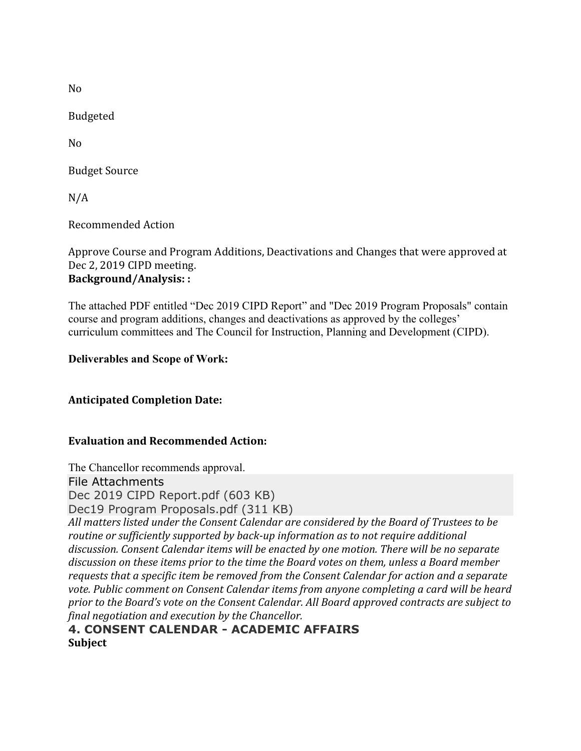No

Budgeted

No

Budget Source

N/A

Recommended Action

Approve Course and Program Additions, Deactivations and Changes that were approved at Dec 2, 2019 CIPD meeting.

**Background/Analysis: :**

The attached PDF entitled "Dec 2019 CIPD Report" and "Dec 2019 Program Proposals" contain course and program additions, changes and deactivations as approved by the colleges' curriculum committees and The Council for Instruction, Planning and Development (CIPD).

**Deliverables and Scope of Work:**

**Anticipated Completion Date:**

**Evaluation and Recommended Action:**

The Chancellor recommends approval.

File Attachments

Dec 2019 CIPD Report.pdf (603 KB)

Dec19 Program Proposals.pdf (311 KB)

*All matters listed under the Consent Calendar are considered by the Board of Trustees to be routine or sufficiently supported by back-up information as to not require additional discussion. Consent Calendar items will be enacted by one motion. There will be no separate discussion on these items prior to the time the Board votes on them, unless a Board member requests that a specific item be removed from the Consent Calendar for action and a separate vote. Public comment on Consent Calendar items from anyone completing a card will be heard prior to the Board's vote on the Consent Calendar. All Board approved contracts are subject to final negotiation and execution by the Chancellor.*

## 4. CONSENT CALENDAR - ACADEMIC AFFAIRS

**Subject**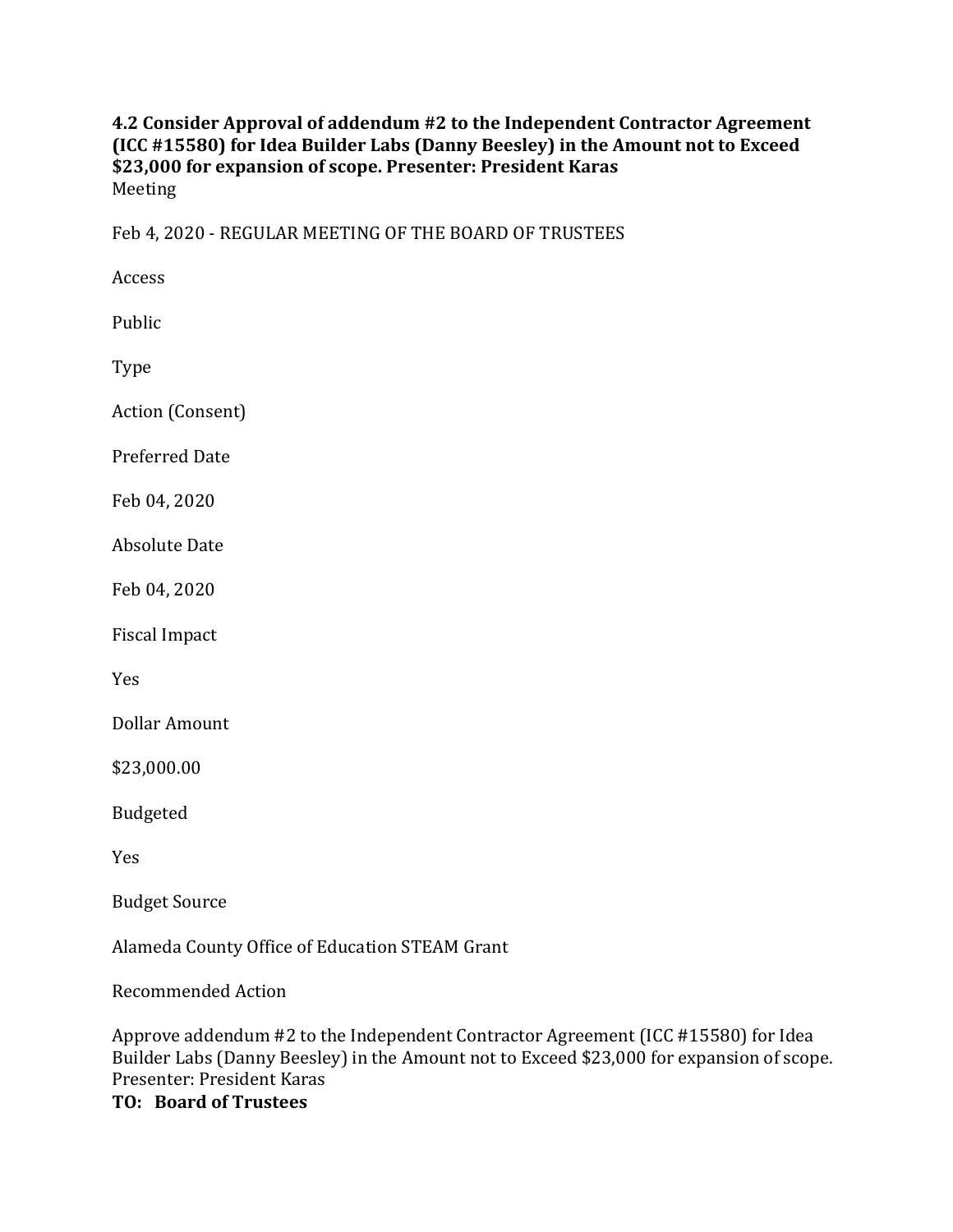**4.2 Consider Approval of addendum #2 to the Independent Contractor Agreement (ICC #15580) for Idea Builder Labs (Danny Beesley) in the Amount not to Exceed $23,000 for expansion of scope. Presenter: President Karas**

Meeting

Feb 4, 2020 - REGULAR MEETING OF THE BOARD OF TRUSTEES

Access

Public

Type

Action (Consent)

Preferred Date

Feb 04, 2020

Absolute Date

Feb 04, 2020

Fiscal Impact

Yes

Dollar Amount

$23,000.00

Budgeted

Yes

Budget Source

Alameda County Office of Education STEAM Grant

Recommended Action

Approve addendum #2 to the Independent Contractor Agreement (ICC #15580) for Idea Builder Labs (Danny Beesley) in the Amount not to Exceed $23,000 for expansion of scope. Presenter: President Karas

**TO: Board of Trustees**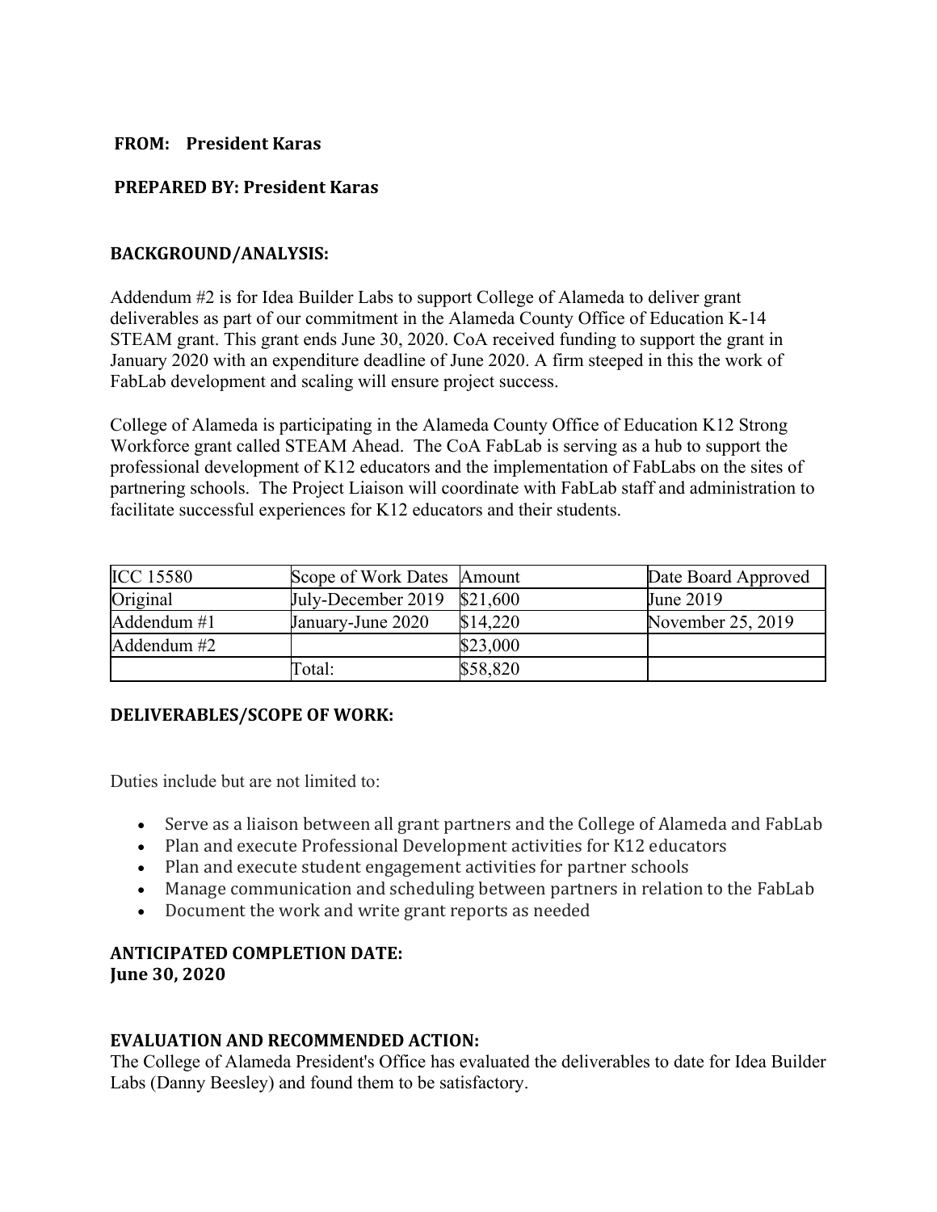**FROM: President Karas**

**PREPARED BY: President Karas**

**BACKGROUND/ANALYSIS:**

Addendum #2 is for Idea Builder Labs to support College of Alameda to deliver grant deliverables as part of our commitment in the Alameda County Office of Education K-14 STEAM grant. This grant ends June 30, 2020. CoA received funding to support the grant in January 2020 with an expenditure deadline of June 2020. A firm steeped in this the work of FabLab development and scaling will ensure project success.

College of Alameda is participating in the Alameda County Office of Education K12 Strong Workforce grant called STEAM Ahead. The CoA FabLab is serving as a hub to support the professional development of K12 educators and the implementation of FabLabs on the sites of partnering schools. The Project Liaison will coordinate with FabLab staff and administration to facilitate successful experiences for K12 educators and their students.

| ICC 15580 | Scope of Work Dates | Amount | Date Board Approved |
|---|---|---|---|
| Original | July-December 2019 | $21,600 | June 2019 |
| Addendum #1 | January-June 2020 | $14,220 | November 25, 2019 |
| Addendum #2 | | $23,000 | |
| | Total: | $58,820 | |

**DELIVERABLES/SCOPE OF WORK:**

Duties include but are not limited to:

- Serve as a liaison between all grant partners and the College of Alameda and FabLab
- Plan and execute Professional Development activities for K12 educators
- Plan and execute student engagement activities for partner schools
- Manage communication and scheduling between partners in relation to the FabLab
- Document the work and write grant reports as needed

**ANTICIPATED COMPLETION DATE:**
**June 30, 2020**

**EVALUATION AND RECOMMENDED ACTION:**
The College of Alameda President's Office has evaluated the deliverables to date for Idea Builder Labs (Danny Beesley) and found them to be satisfactory.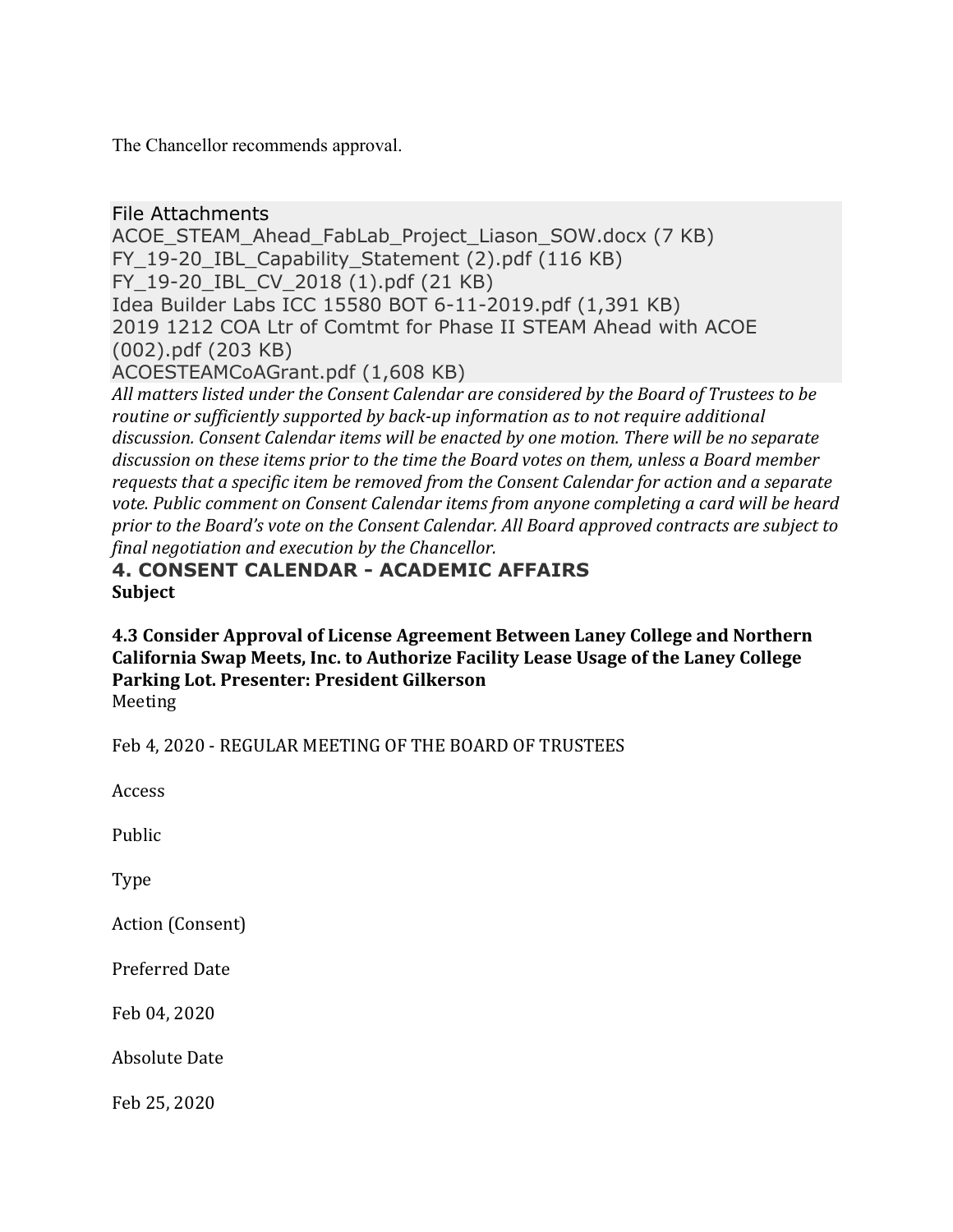The Chancellor recommends approval.

File Attachments
ACOE_STEAM_Ahead_FabLab_Project_Liason_SOW.docx (7 KB)
FY_19-20_IBL_Capability_Statement (2).pdf (116 KB)
FY_19-20_IBL_CV_2018 (1).pdf (21 KB)
Idea Builder Labs ICC 15580 BOT 6-11-2019.pdf (1,391 KB)
2019 1212 COA Ltr of Comtmt for Phase II STEAM Ahead with ACOE (002).pdf (203 KB)
ACOESTEAMCoAGrant.pdf (1,608 KB)

*All matters listed under the Consent Calendar are considered by the Board of Trustees to be routine or sufficiently supported by back-up information as to not require additional discussion. Consent Calendar items will be enacted by one motion. There will be no separate discussion on these items prior to the time the Board votes on them, unless a Board member requests that a specific item be removed from the Consent Calendar for action and a separate vote. Public comment on Consent Calendar items from anyone completing a card will be heard prior to the Board's vote on the Consent Calendar. All Board approved contracts are subject to final negotiation and execution by the Chancellor.*

## 4. CONSENT CALENDAR - ACADEMIC AFFAIRS

**Subject**

**4.3 Consider Approval of License Agreement Between Laney College and Northern California Swap Meets, Inc. to Authorize Facility Lease Usage of the Laney College Parking Lot. Presenter: President Gilkerson**

Meeting

Feb 4, 2020 - REGULAR MEETING OF THE BOARD OF TRUSTEES

Access

Public

Type

Action (Consent)

Preferred Date

Feb 04, 2020

Absolute Date

Feb 25, 2020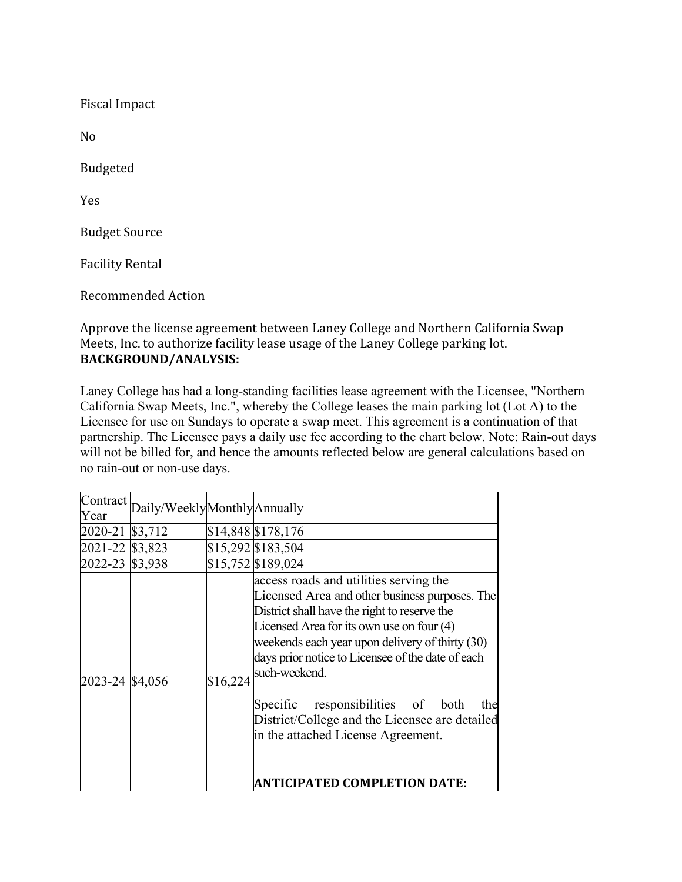Fiscal Impact

No

Budgeted

Yes

Budget Source

Facility Rental

Recommended Action

Approve the license agreement between Laney College and Northern California Swap Meets, Inc. to authorize facility lease usage of the Laney College parking lot.

**BACKGROUND/ANALYSIS:**

Laney College has had a long-standing facilities lease agreement with the Licensee, "Northern California Swap Meets, Inc.", whereby the College leases the main parking lot (Lot A) to the Licensee for use on Sundays to operate a swap meet. This agreement is a continuation of that partnership. The Licensee pays a daily use fee according to the chart below. Note: Rain-out days will not be billed for, and hence the amounts reflected below are general calculations based on no rain-out or non-use days.

| Contract Year | Daily/Weekly | Monthly | Annually |
| --- | --- | --- | --- |
| 2020-21 | $3,712 | $14,848 | $178,176 |
| 2021-22 | $3,823 | $15,292 | $183,504 |
| 2022-23 | $3,938 | $15,752 | $189,024 |
| 2023-24 | $4,056 | $16,224 | access roads and utilities serving the Licensed Area and other business purposes. The District shall have the right to reserve the Licensed Area for its own use on four (4) weekends each year upon delivery of thirty (30) days prior notice to Licensee of the date of each such-weekend. Specific responsibilities of both the District/College and the Licensee are detailed in the attached License Agreement. **ANTICIPATED COMPLETION DATE:** |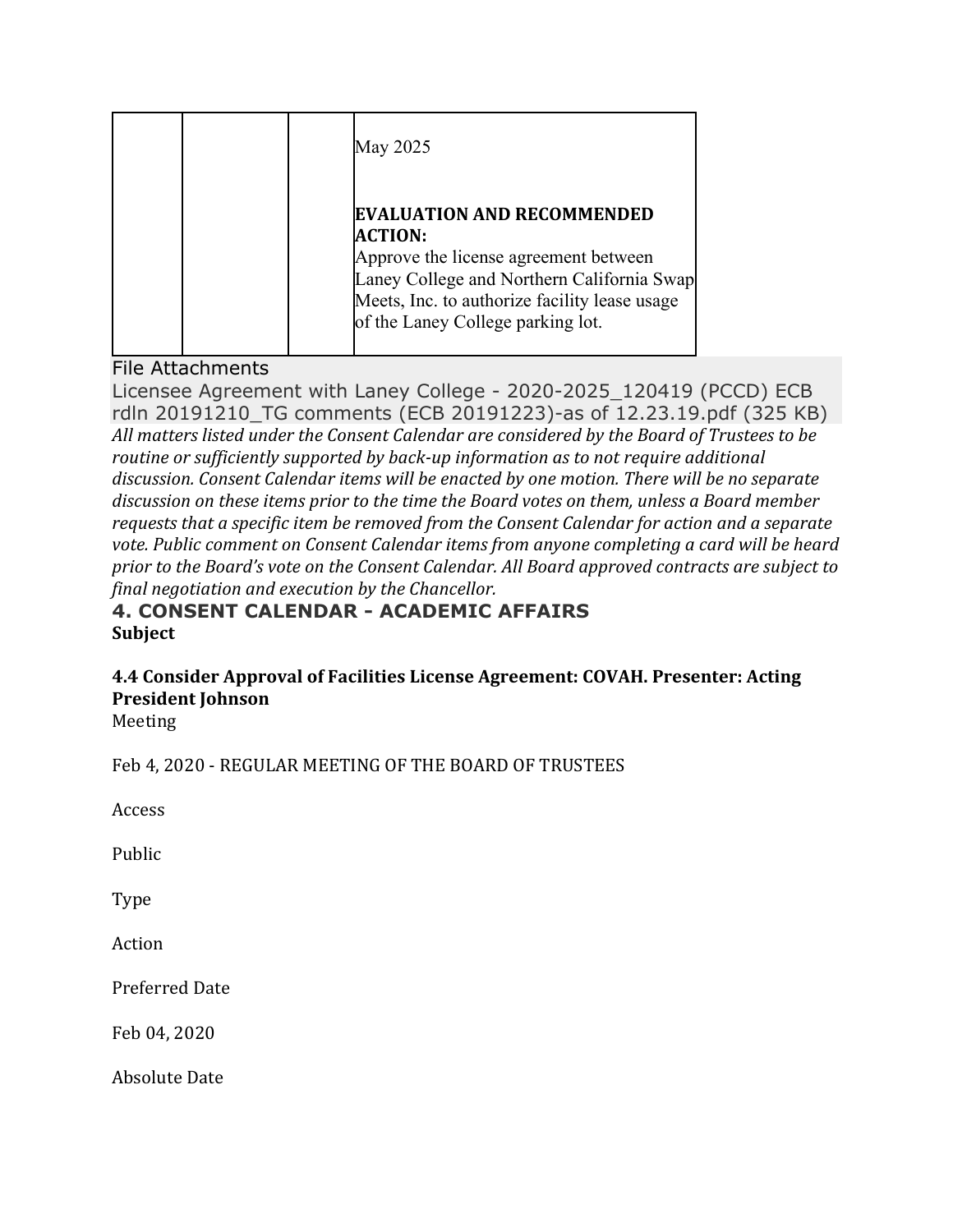| | | | May 2025<br><br>**EVALUATION AND RECOMMENDED ACTION:**<br>Approve the license agreement between Laney College and Northern California Swap Meets, Inc. to authorize facility lease usage of the Laney College parking lot. |
|---|---|---|---|

File Attachments

Licensee Agreement with Laney College - 2020-2025_120419 (PCCD) ECB rdln 20191210_TG comments (ECB 20191223)-as of 12.23.19.pdf (325 KB)

*All matters listed under the Consent Calendar are considered by the Board of Trustees to be routine or sufficiently supported by back-up information as to not require additional discussion. Consent Calendar items will be enacted by one motion. There will be no separate discussion on these items prior to the time the Board votes on them, unless a Board member requests that a specific item be removed from the Consent Calendar for action and a separate vote. Public comment on Consent Calendar items from anyone completing a card will be heard prior to the Board's vote on the Consent Calendar. All Board approved contracts are subject to final negotiation and execution by the Chancellor.*

## 4. CONSENT CALENDAR - ACADEMIC AFFAIRS

**Subject**

**4.4 Consider Approval of Facilities License Agreement: COVAH. Presenter: Acting President Johnson**

Meeting

Feb 4, 2020 - REGULAR MEETING OF THE BOARD OF TRUSTEES

Access

Public

Type

Action

Preferred Date

Feb 04, 2020

Absolute Date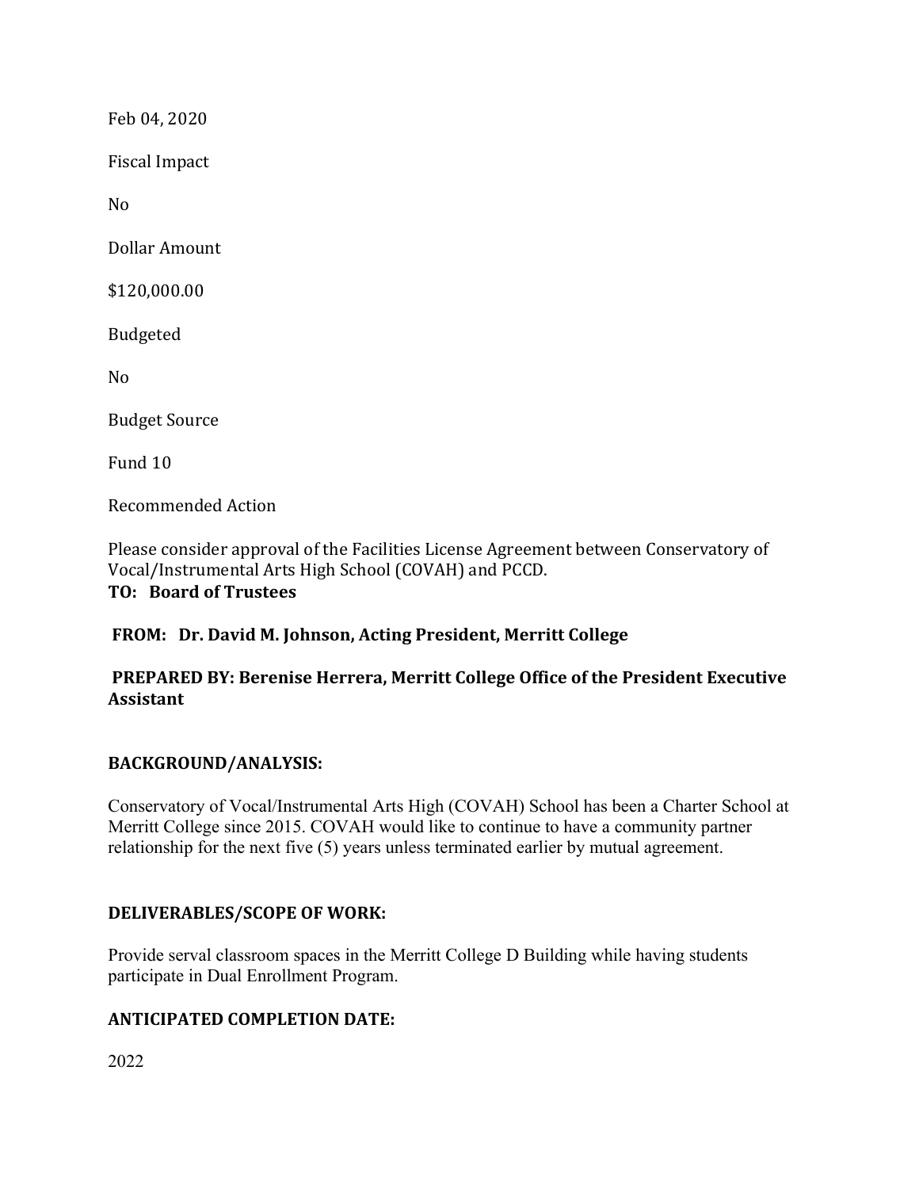Feb 04, 2020

Fiscal Impact

No

Dollar Amount

$120,000.00

Budgeted

No

Budget Source

Fund 10

Recommended Action

Please consider approval of the Facilities License Agreement between Conservatory of Vocal/Instrumental Arts High School (COVAH) and PCCD.

**TO: Board of Trustees**

**FROM: Dr. David M. Johnson, Acting President, Merritt College**

**PREPARED BY: Berenise Herrera, Merritt College Office of the President Executive Assistant**

**BACKGROUND/ANALYSIS:**

Conservatory of Vocal/Instrumental Arts High (COVAH) School has been a Charter School at Merritt College since 2015. COVAH would like to continue to have a community partner relationship for the next five (5) years unless terminated earlier by mutual agreement.

**DELIVERABLES/SCOPE OF WORK:**

Provide serval classroom spaces in the Merritt College D Building while having students participate in Dual Enrollment Program.

**ANTICIPATED COMPLETION DATE:**

2022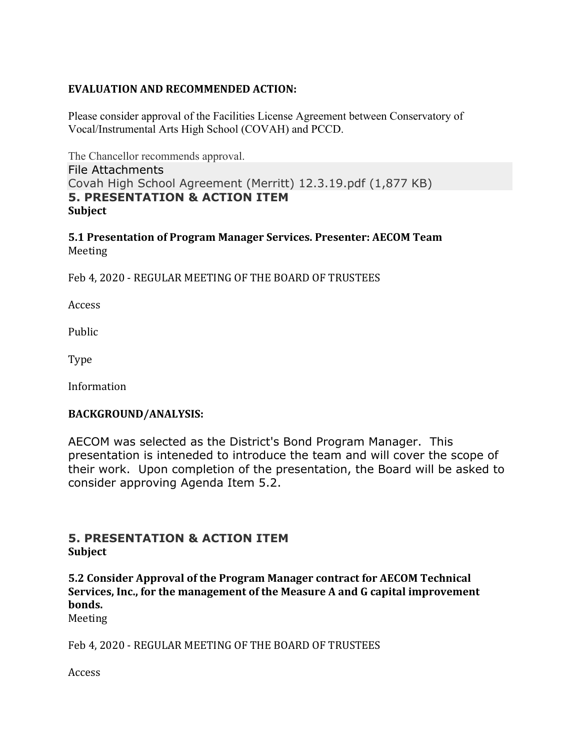**EVALUATION AND RECOMMENDED ACTION:**

Please consider approval of the Facilities License Agreement between Conservatory of Vocal/Instrumental Arts High School (COVAH) and PCCD.

The Chancellor recommends approval.

File Attachments
Covah High School Agreement (Merritt) 12.3.19.pdf (1,877 KB)

## 5. PRESENTATION & ACTION ITEM

**Subject**

**5.1 Presentation of Program Manager Services. Presenter: AECOM Team**

Meeting

Feb 4, 2020 - REGULAR MEETING OF THE BOARD OF TRUSTEES

Access

Public

Type

Information

**BACKGROUND/ANALYSIS:**

AECOM was selected as the District's Bond Program Manager. This presentation is inteneded to introduce the team and will cover the scope of their work. Upon completion of the presentation, the Board will be asked to consider approving Agenda Item 5.2.

## 5. PRESENTATION & ACTION ITEM

**Subject**

**5.2 Consider Approval of the Program Manager contract for AECOM Technical Services, Inc., for the management of the Measure A and G capital improvement bonds.**

Meeting

Feb 4, 2020 - REGULAR MEETING OF THE BOARD OF TRUSTEES

Access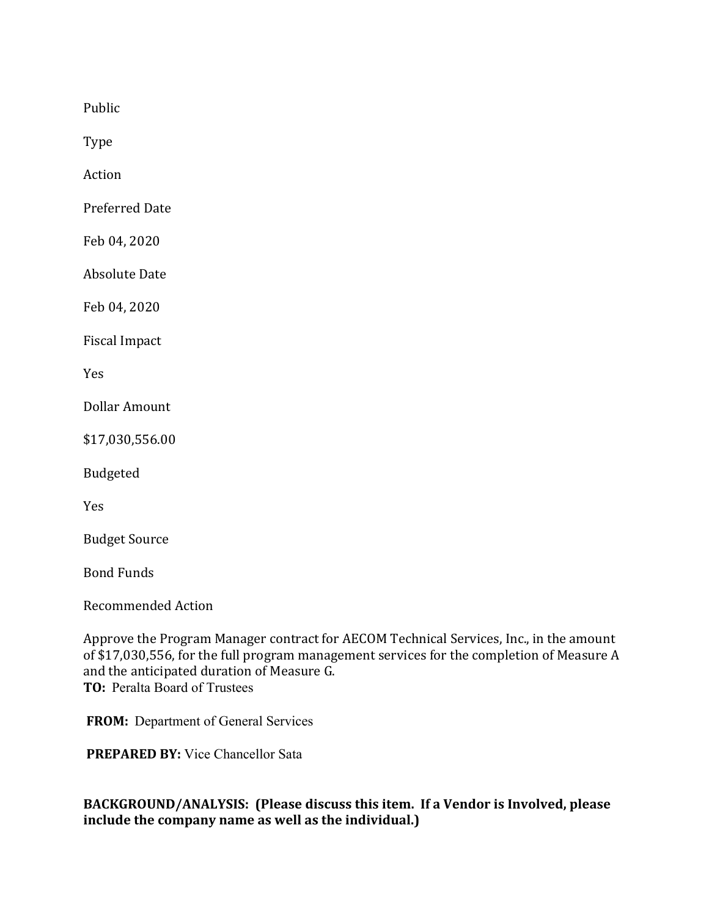Public

Type

Action

Preferred Date

Feb 04, 2020

Absolute Date

Feb 04, 2020

Fiscal Impact

Yes

Dollar Amount

$17,030,556.00

Budgeted

Yes

Budget Source

Bond Funds

Recommended Action

Approve the Program Manager contract for AECOM Technical Services, Inc., in the amount of $17,030,556, for the full program management services for the completion of Measure A and the anticipated duration of Measure G.

**TO:** Peralta Board of Trustees

**FROM:** Department of General Services

**PREPARED BY:** Vice Chancellor Sata

**BACKGROUND/ANALYSIS: (Please discuss this item. If a Vendor is Involved, please include the company name as well as the individual.)**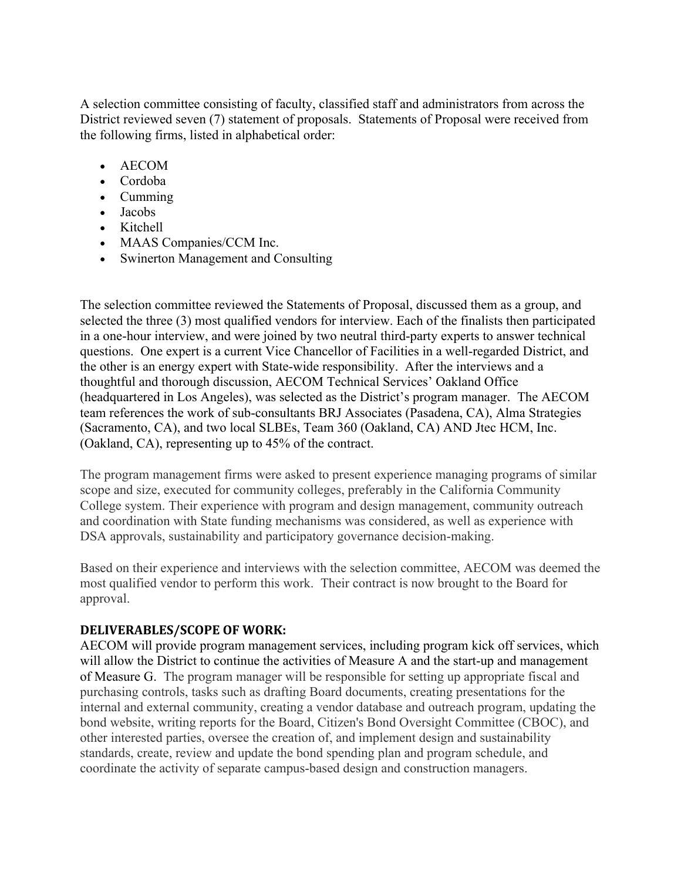A selection committee consisting of faculty, classified staff and administrators from across the District reviewed seven (7) statement of proposals. Statements of Proposal were received from the following firms, listed in alphabetical order:

- AECOM
- Cordoba
- Cumming
- Jacobs
- Kitchell
- MAAS Companies/CCM Inc.
- Swinerton Management and Consulting

The selection committee reviewed the Statements of Proposal, discussed them as a group, and selected the three (3) most qualified vendors for interview. Each of the finalists then participated in a one-hour interview, and were joined by two neutral third-party experts to answer technical questions. One expert is a current Vice Chancellor of Facilities in a well-regarded District, and the other is an energy expert with State-wide responsibility. After the interviews and a thoughtful and thorough discussion, AECOM Technical Services' Oakland Office (headquartered in Los Angeles), was selected as the District's program manager. The AECOM team references the work of sub-consultants BRJ Associates (Pasadena, CA), Alma Strategies (Sacramento, CA), and two local SLBEs, Team 360 (Oakland, CA) AND Jtec HCM, Inc. (Oakland, CA), representing up to 45% of the contract.

The program management firms were asked to present experience managing programs of similar scope and size, executed for community colleges, preferably in the California Community College system. Their experience with program and design management, community outreach and coordination with State funding mechanisms was considered, as well as experience with DSA approvals, sustainability and participatory governance decision-making.

Based on their experience and interviews with the selection committee, AECOM was deemed the most qualified vendor to perform this work. Their contract is now brought to the Board for approval.

**DELIVERABLES/SCOPE OF WORK:**

AECOM will provide program management services, including program kick off services, which will allow the District to continue the activities of Measure A and the start-up and management of Measure G. The program manager will be responsible for setting up appropriate fiscal and purchasing controls, tasks such as drafting Board documents, creating presentations for the internal and external community, creating a vendor database and outreach program, updating the bond website, writing reports for the Board, Citizen's Bond Oversight Committee (CBOC), and other interested parties, oversee the creation of, and implement design and sustainability standards, create, review and update the bond spending plan and program schedule, and coordinate the activity of separate campus-based design and construction managers.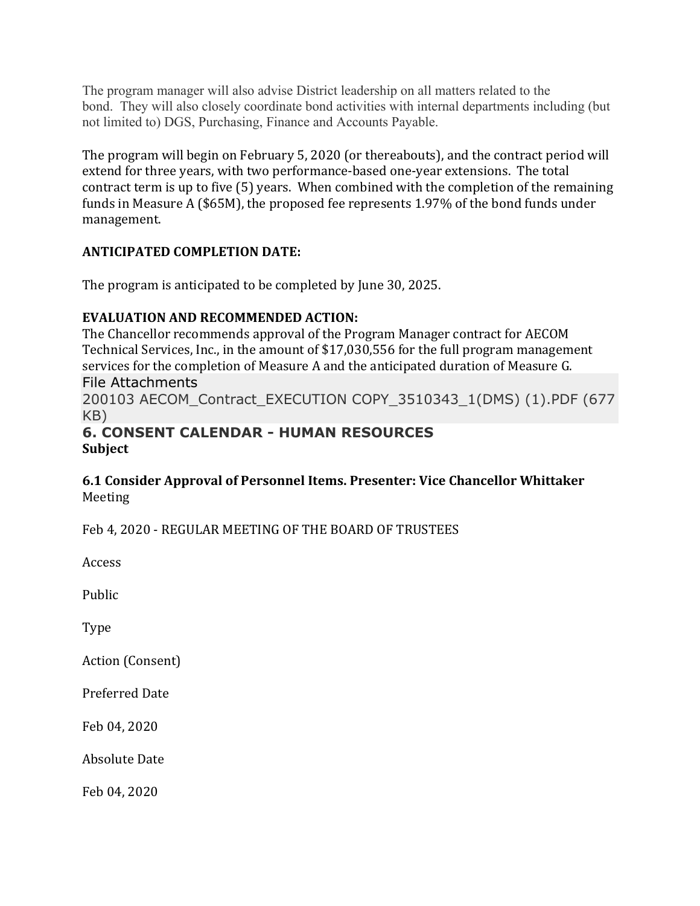The program manager will also advise District leadership on all matters related to the bond. They will also closely coordinate bond activities with internal departments including (but not limited to) DGS, Purchasing, Finance and Accounts Payable.

The program will begin on February 5, 2020 (or thereabouts), and the contract period will extend for three years, with two performance-based one-year extensions. The total contract term is up to five (5) years. When combined with the completion of the remaining funds in Measure A ($65M), the proposed fee represents 1.97% of the bond funds under management.

**ANTICIPATED COMPLETION DATE:**

The program is anticipated to be completed by June 30, 2025.

**EVALUATION AND RECOMMENDED ACTION:**

The Chancellor recommends approval of the Program Manager contract for AECOM Technical Services, Inc., in the amount of $17,030,556 for the full program management services for the completion of Measure A and the anticipated duration of Measure G.

File Attachments

200103 AECOM_Contract_EXECUTION COPY_3510343_1(DMS) (1).PDF (677 KB)

## 6. CONSENT CALENDAR - HUMAN RESOURCES

**Subject**

**6.1 Consider Approval of Personnel Items. Presenter: Vice Chancellor Whittaker**

Meeting

Feb 4, 2020 - REGULAR MEETING OF THE BOARD OF TRUSTEES

Access

Public

Type

Action (Consent)

Preferred Date

Feb 04, 2020

Absolute Date

Feb 04, 2020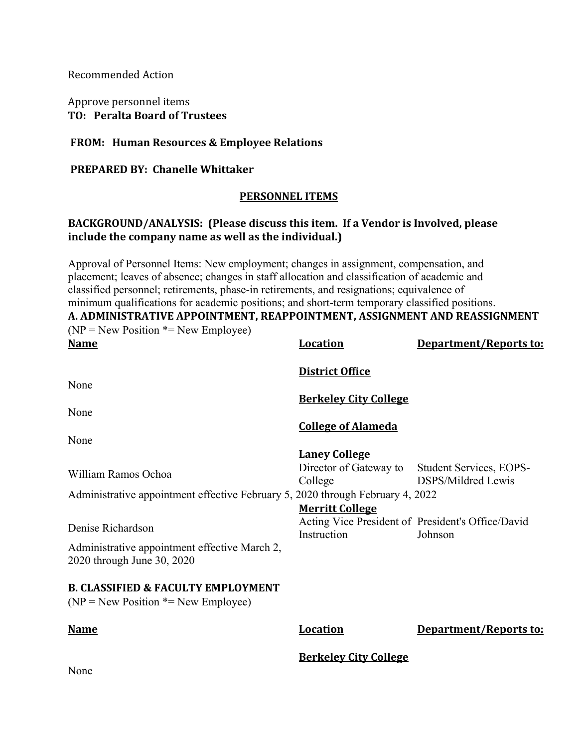Recommended Action

Approve personnel items

**TO: Peralta Board of Trustees**

**FROM: Human Resources & Employee Relations**

**PREPARED BY: Chanelle Whittaker**

**PERSONNEL ITEMS**

**BACKGROUND/ANALYSIS: (Please discuss this item. If a Vendor is Involved, please include the company name as well as the individual.)**

Approval of Personnel Items: New employment; changes in assignment, compensation, and placement; leaves of absence; changes in staff allocation and classification of academic and classified personnel; retirements, phase-in retirements, and resignations; equivalence of minimum qualifications for academic positions; and short-term temporary classified positions.

**A. ADMINISTRATIVE APPOINTMENT, REAPPOINTMENT, ASSIGNMENT AND REASSIGNMENT**

(NP = New Position *= New Employee)

| Name | Location | Department/Reports to: |
|---|---|---|
| | **District Office** | |
| None | | |
| | **Berkeley City College** | |
| None | | |
| | **College of Alameda** | |
| None | | |
| | **Laney College** | |
| William Ramos Ochoa | Director of Gateway to College | Student Services, EOPS-DSPS/Mildred Lewis |
| Administrative appointment effective February 5, 2020 through February 4, 2022 | | |
| | **Merritt College** | |
| Denise Richardson | Acting Vice President of Instruction | President's Office/David Johnson |
| Administrative appointment effective March 2, 2020 through June 30, 2020 | | |

**B. CLASSIFIED & FACULTY EMPLOYMENT**

(NP = New Position *= New Employee)

| Name | Location | Department/Reports to: |
|---|---|---|
| | **Berkeley City College** | |
| None | | |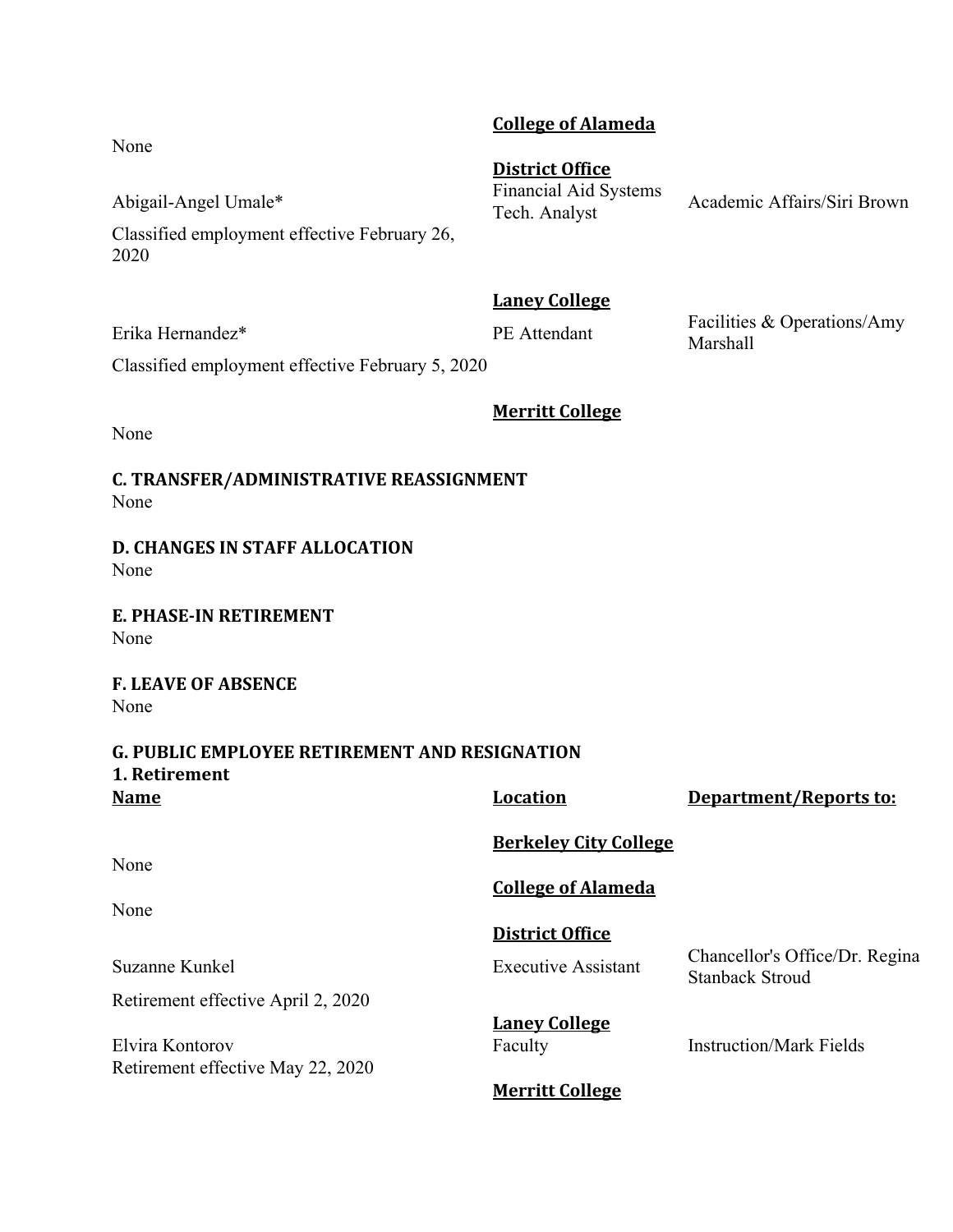**College of Alameda**

None

**District Office**

Abigail-Angel Umale* | Financial Aid Systems Tech. Analyst | Academic Affairs/Siri Brown

Classified employment effective February 26, 2020

**Laney College**

Erika Hernandez* | PE Attendant | Facilities & Operations/Amy Marshall

Classified employment effective February 5, 2020

**Merritt College**

None

**C. TRANSFER/ADMINISTRATIVE REASSIGNMENT**

None

**D. CHANGES IN STAFF ALLOCATION**

None

**E. PHASE-IN RETIREMENT**

None

**F. LEAVE OF ABSENCE**

None

**G. PUBLIC EMPLOYEE RETIREMENT AND RESIGNATION**

**1. Retirement**

| Name | Location | Department/Reports to: |
|---|---|---|
| | **Berkeley City College** | |
| None | | |
| | **College of Alameda** | |
| None | | |
| | **District Office** | |
| Suzanne Kunkel | Executive Assistant | Chancellor's Office/Dr. Regina Stanback Stroud |
| Retirement effective April 2, 2020 | | |
| | **Laney College** | |
| Elvira Kontorov | Faculty | Instruction/Mark Fields |
| Retirement effective May 22, 2020 | | |
| | **Merritt College** | |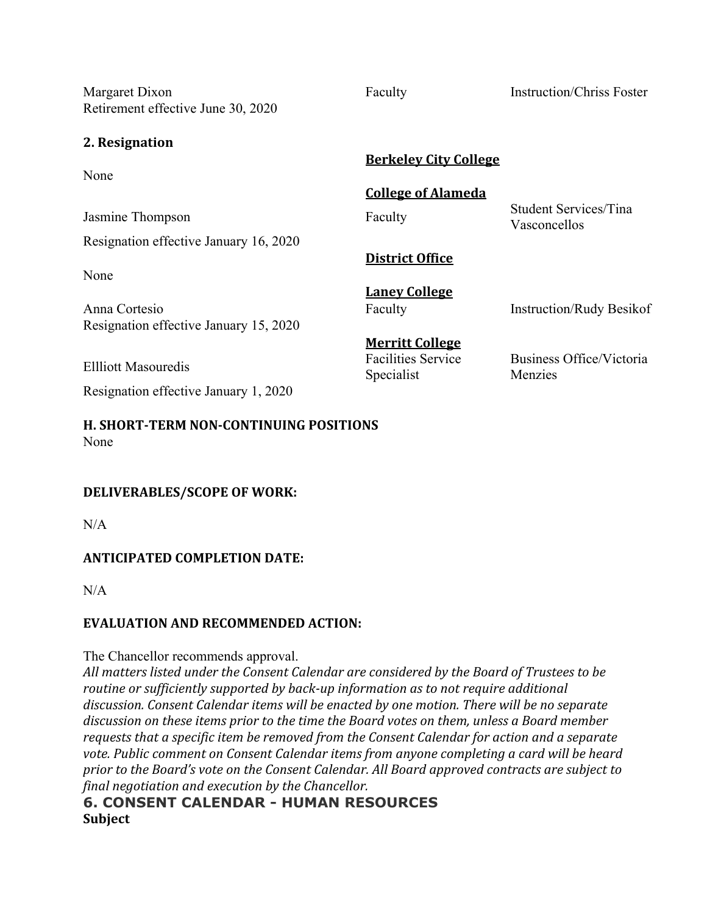| | | |
|---|---|---|
| Margaret Dixon<br>Retirement effective June 30, 2020 | Faculty | Instruction/Chriss Foster |

**2. Resignation**

| | | |
|---|---|---|
| | **Berkeley City College** | |
| None | | |
| | **College of Alameda** | |
| Jasmine Thompson<br>Resignation effective January 16, 2020 | Faculty | Student Services/Tina Vasconcellos |
| | **District Office** | |
| None | | |
| | **Laney College** | |
| Anna Cortesio<br>Resignation effective January 15, 2020 | Faculty | Instruction/Rudy Besikof |
| | **Merritt College** | |
| Ellliott Masouredis<br>Resignation effective January 1, 2020 | Facilities Service Specialist | Business Office/Victoria Menzies |

**H. SHORT-TERM NON-CONTINUING POSITIONS**

None

**DELIVERABLES/SCOPE OF WORK:**

N/A

**ANTICIPATED COMPLETION DATE:**

N/A

**EVALUATION AND RECOMMENDED ACTION:**

The Chancellor recommends approval.

*All matters listed under the Consent Calendar are considered by the Board of Trustees to be routine or sufficiently supported by back-up information as to not require additional discussion. Consent Calendar items will be enacted by one motion. There will be no separate discussion on these items prior to the time the Board votes on them, unless a Board member requests that a specific item be removed from the Consent Calendar for action and a separate vote. Public comment on Consent Calendar items from anyone completing a card will be heard prior to the Board's vote on the Consent Calendar. All Board approved contracts are subject to final negotiation and execution by the Chancellor.*

## 6. CONSENT CALENDAR - HUMAN RESOURCES

**Subject**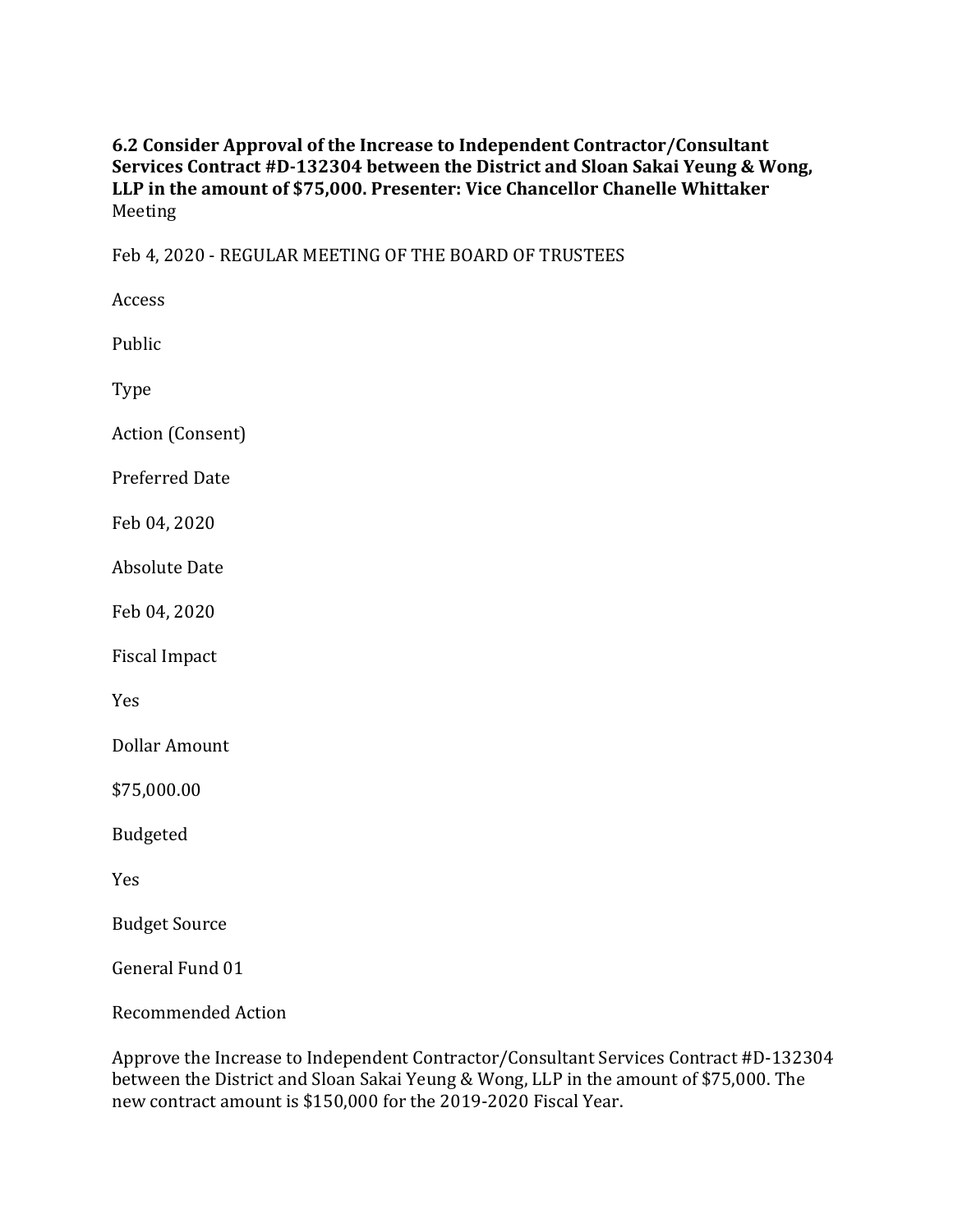**6.2 Consider Approval of the Increase to Independent Contractor/Consultant Services Contract #D-132304 between the District and Sloan Sakai Yeung & Wong, LLP in the amount of $75,000. Presenter: Vice Chancellor Chanelle Whittaker**
Meeting

Feb 4, 2020 - REGULAR MEETING OF THE BOARD OF TRUSTEES

Access

Public

Type

Action (Consent)

Preferred Date

Feb 04, 2020

Absolute Date

Feb 04, 2020

Fiscal Impact

Yes

Dollar Amount

$75,000.00

Budgeted

Yes

Budget Source

General Fund 01

Recommended Action

Approve the Increase to Independent Contractor/Consultant Services Contract #D-132304 between the District and Sloan Sakai Yeung & Wong, LLP in the amount of $75,000. The new contract amount is $150,000 for the 2019-2020 Fiscal Year.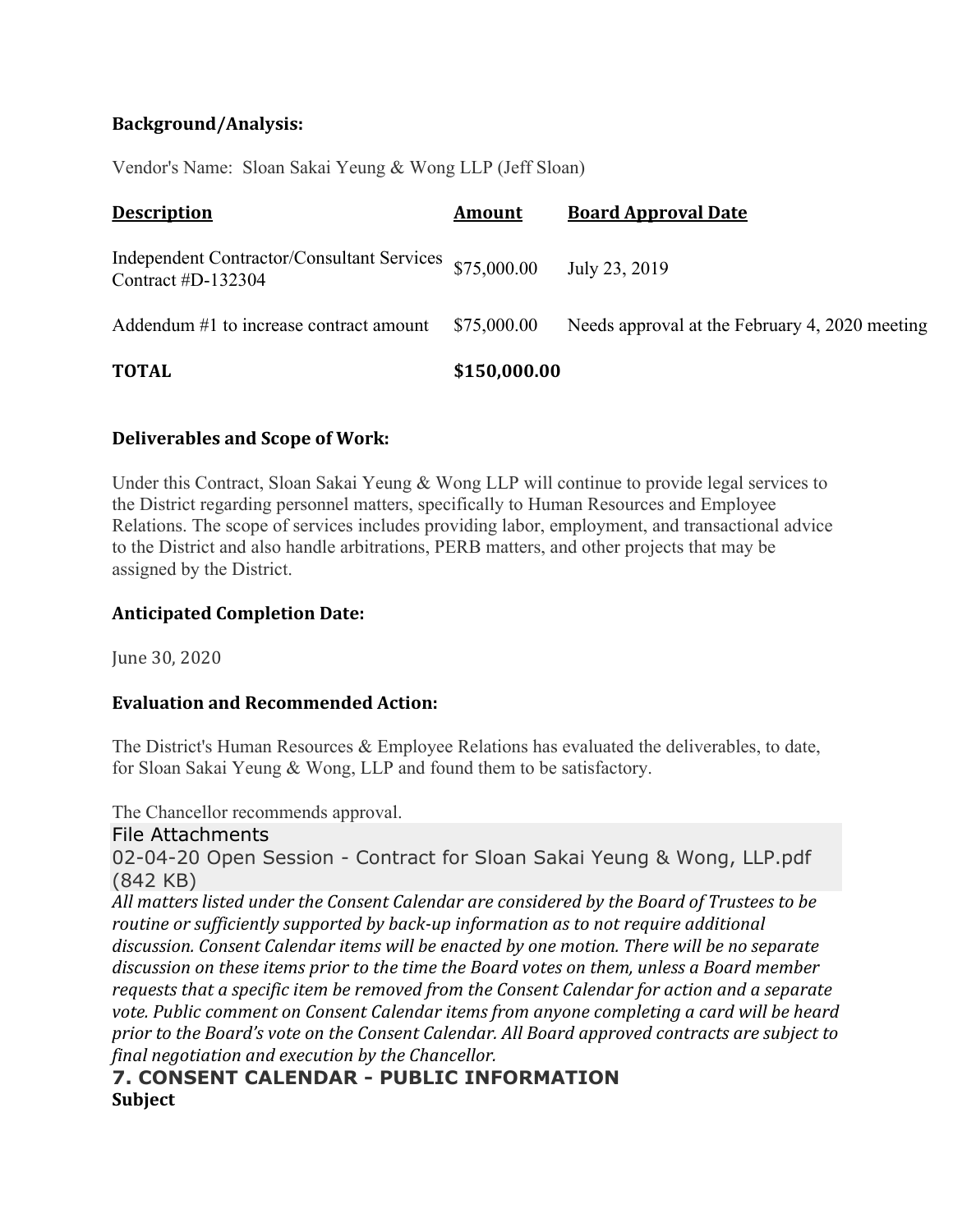### Background/Analysis:

Vendor's Name: Sloan Sakai Yeung & Wong LLP (Jeff Sloan)

| Description | Amount | Board Approval Date |
|---|---|---|
| Independent Contractor/Consultant Services Contract #D-132304 | $75,000.00 | July 23, 2019 |
| Addendum #1 to increase contract amount | $75,000.00 | Needs approval at the February 4, 2020 meeting |
| **TOTAL** | **$150,000.00** | |

### Deliverables and Scope of Work:

Under this Contract, Sloan Sakai Yeung & Wong LLP will continue to provide legal services to the District regarding personnel matters, specifically to Human Resources and Employee Relations. The scope of services includes providing labor, employment, and transactional advice to the District and also handle arbitrations, PERB matters, and other projects that may be assigned by the District.

### Anticipated Completion Date:

June 30, 2020

### Evaluation and Recommended Action:

The District's Human Resources & Employee Relations has evaluated the deliverables, to date, for Sloan Sakai Yeung & Wong, LLP and found them to be satisfactory.

The Chancellor recommends approval.

File Attachments

02-04-20 Open Session - Contract for Sloan Sakai Yeung & Wong, LLP.pdf (842 KB)

*All matters listed under the Consent Calendar are considered by the Board of Trustees to be routine or sufficiently supported by back-up information as to not require additional discussion. Consent Calendar items will be enacted by one motion. There will be no separate discussion on these items prior to the time the Board votes on them, unless a Board member requests that a specific item be removed from the Consent Calendar for action and a separate vote. Public comment on Consent Calendar items from anyone completing a card will be heard prior to the Board's vote on the Consent Calendar. All Board approved contracts are subject to final negotiation and execution by the Chancellor.*

## 7. CONSENT CALENDAR - PUBLIC INFORMATION

**Subject**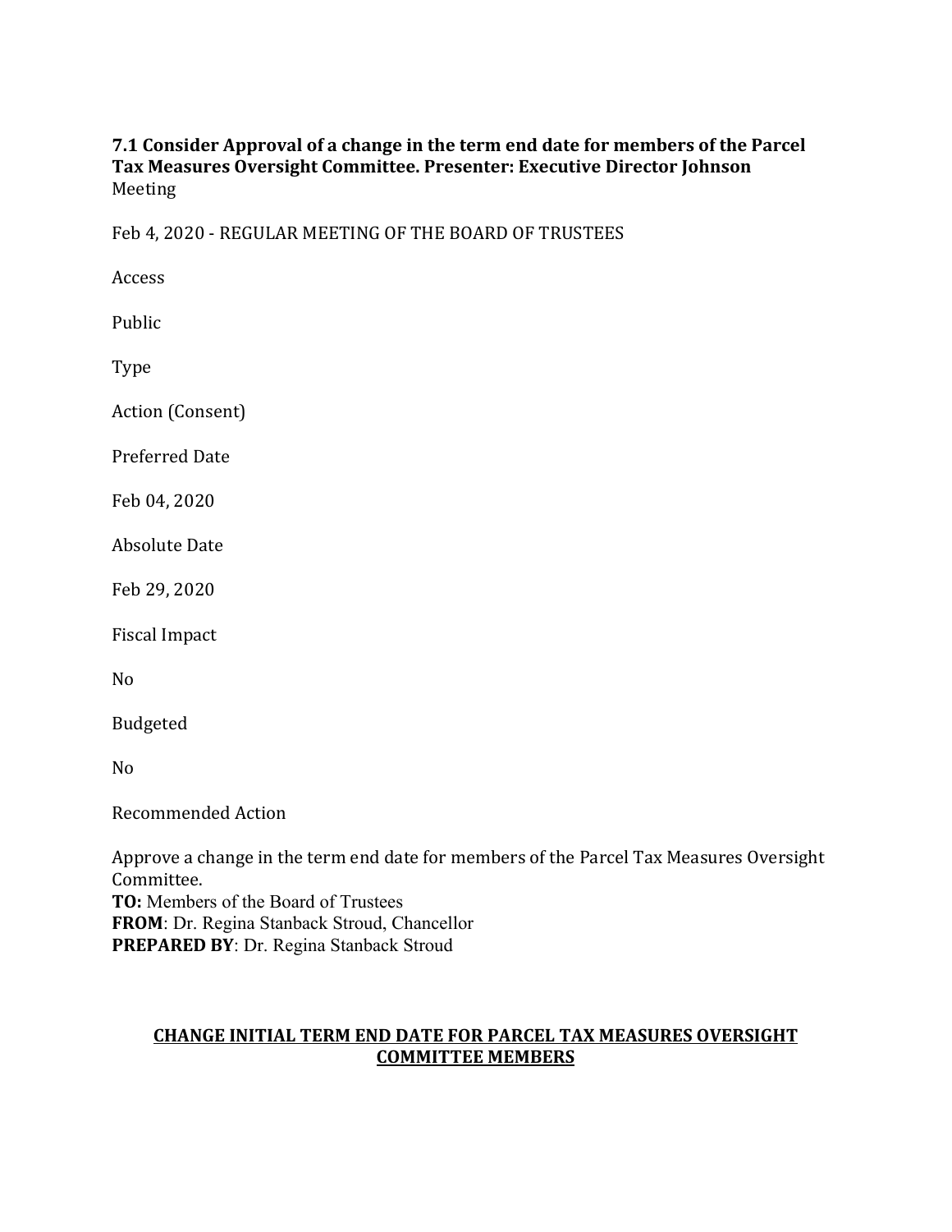### 7.1 Consider Approval of a change in the term end date for members of the Parcel Tax Measures Oversight Committee. Presenter: Executive Director Johnson

Meeting

Feb 4, 2020 - REGULAR MEETING OF THE BOARD OF TRUSTEES

Access

Public

Type

Action (Consent)

Preferred Date

Feb 04, 2020

Absolute Date

Feb 29, 2020

Fiscal Impact

No

Budgeted

No

Recommended Action

Approve a change in the term end date for members of the Parcel Tax Measures Oversight Committee.

**TO:** Members of the Board of Trustees
**FROM**: Dr. Regina Stanback Stroud, Chancellor
**PREPARED BY**: Dr. Regina Stanback Stroud

**CHANGE INITIAL TERM END DATE FOR PARCEL TAX MEASURES OVERSIGHT COMMITTEE MEMBERS**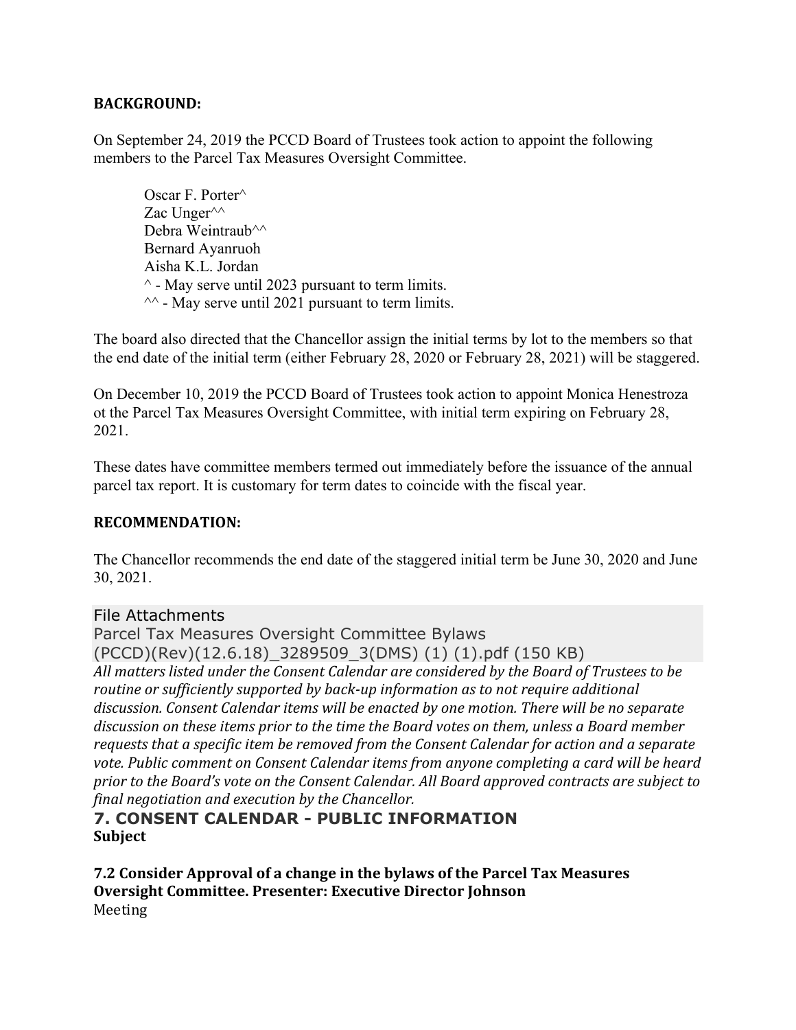**BACKGROUND:**

On September 24, 2019 the PCCD Board of Trustees took action to appoint the following members to the Parcel Tax Measures Oversight Committee.

Oscar F. Porter^
Zac Unger^^
Debra Weintraub^^
Bernard Ayanruoh
Aisha K.L. Jordan
^ - May serve until 2023 pursuant to term limits.
^^ - May serve until 2021 pursuant to term limits.

The board also directed that the Chancellor assign the initial terms by lot to the members so that the end date of the initial term (either February 28, 2020 or February 28, 2021) will be staggered.

On December 10, 2019 the PCCD Board of Trustees took action to appoint Monica Henestroza ot the Parcel Tax Measures Oversight Committee, with initial term expiring on February 28, 2021.

These dates have committee members termed out immediately before the issuance of the annual parcel tax report. It is customary for term dates to coincide with the fiscal year.

**RECOMMENDATION:**

The Chancellor recommends the end date of the staggered initial term be June 30, 2020 and June 30, 2021.

File Attachments
Parcel Tax Measures Oversight Committee Bylaws (PCCD)(Rev)(12.6.18)_3289509_3(DMS) (1) (1).pdf (150 KB)

*All matters listed under the Consent Calendar are considered by the Board of Trustees to be routine or sufficiently supported by back-up information as to not require additional discussion. Consent Calendar items will be enacted by one motion. There will be no separate discussion on these items prior to the time the Board votes on them, unless a Board member requests that a specific item be removed from the Consent Calendar for action and a separate vote. Public comment on Consent Calendar items from anyone completing a card will be heard prior to the Board's vote on the Consent Calendar. All Board approved contracts are subject to final negotiation and execution by the Chancellor.*

## 7. CONSENT CALENDAR - PUBLIC INFORMATION

**Subject**

**7.2 Consider Approval of a change in the bylaws of the Parcel Tax Measures Oversight Committee. Presenter: Executive Director Johnson**

Meeting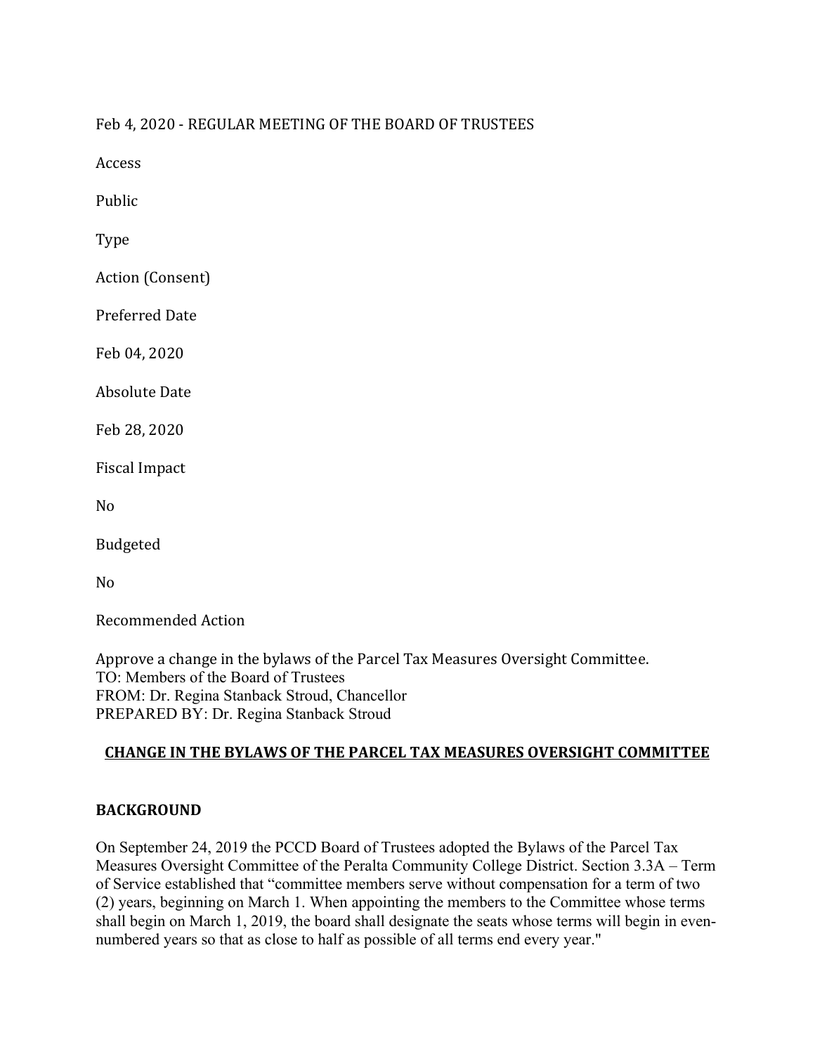Feb 4, 2020 - REGULAR MEETING OF THE BOARD OF TRUSTEES

Access

Public

Type

Action (Consent)

Preferred Date

Feb 04, 2020

Absolute Date

Feb 28, 2020

Fiscal Impact

No

Budgeted

No

Recommended Action

Approve a change in the bylaws of the Parcel Tax Measures Oversight Committee.
TO: Members of the Board of Trustees
FROM: Dr. Regina Stanback Stroud, Chancellor
PREPARED BY: Dr. Regina Stanback Stroud

## CHANGE IN THE BYLAWS OF THE PARCEL TAX MEASURES OVERSIGHT COMMITTEE

### BACKGROUND

On September 24, 2019 the PCCD Board of Trustees adopted the Bylaws of the Parcel Tax Measures Oversight Committee of the Peralta Community College District. Section 3.3A – Term of Service established that "committee members serve without compensation for a term of two (2) years, beginning on March 1. When appointing the members to the Committee whose terms shall begin on March 1, 2019, the board shall designate the seats whose terms will begin in even-numbered years so that as close to half as possible of all terms end every year."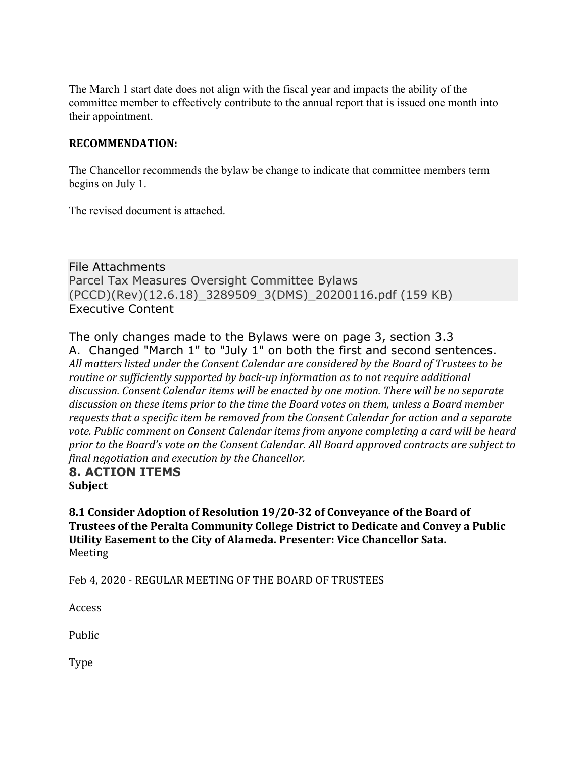The March 1 start date does not align with the fiscal year and impacts the ability of the committee member to effectively contribute to the annual report that is issued one month into their appointment.

**RECOMMENDATION:**

The Chancellor recommends the bylaw be change to indicate that committee members term begins on July 1.

The revised document is attached.

File Attachments
Parcel Tax Measures Oversight Committee Bylaws (PCCD)(Rev)(12.6.18)_3289509_3(DMS)_20200116.pdf (159 KB)
Executive Content

The only changes made to the Bylaws were on page 3, section 3.3
A. Changed "March 1" to "July 1" on both the first and second sentences.

*All matters listed under the Consent Calendar are considered by the Board of Trustees to be routine or sufficiently supported by back-up information as to not require additional discussion. Consent Calendar items will be enacted by one motion. There will be no separate discussion on these items prior to the time the Board votes on them, unless a Board member requests that a specific item be removed from the Consent Calendar for action and a separate vote. Public comment on Consent Calendar items from anyone completing a card will be heard prior to the Board's vote on the Consent Calendar. All Board approved contracts are subject to final negotiation and execution by the Chancellor.*

## 8. ACTION ITEMS

**Subject**

**8.1 Consider Adoption of Resolution 19/20-32 of Conveyance of the Board of Trustees of the Peralta Community College District to Dedicate and Convey a Public Utility Easement to the City of Alameda. Presenter: Vice Chancellor Sata.**

Meeting

Feb 4, 2020 - REGULAR MEETING OF THE BOARD OF TRUSTEES

Access

Public

Type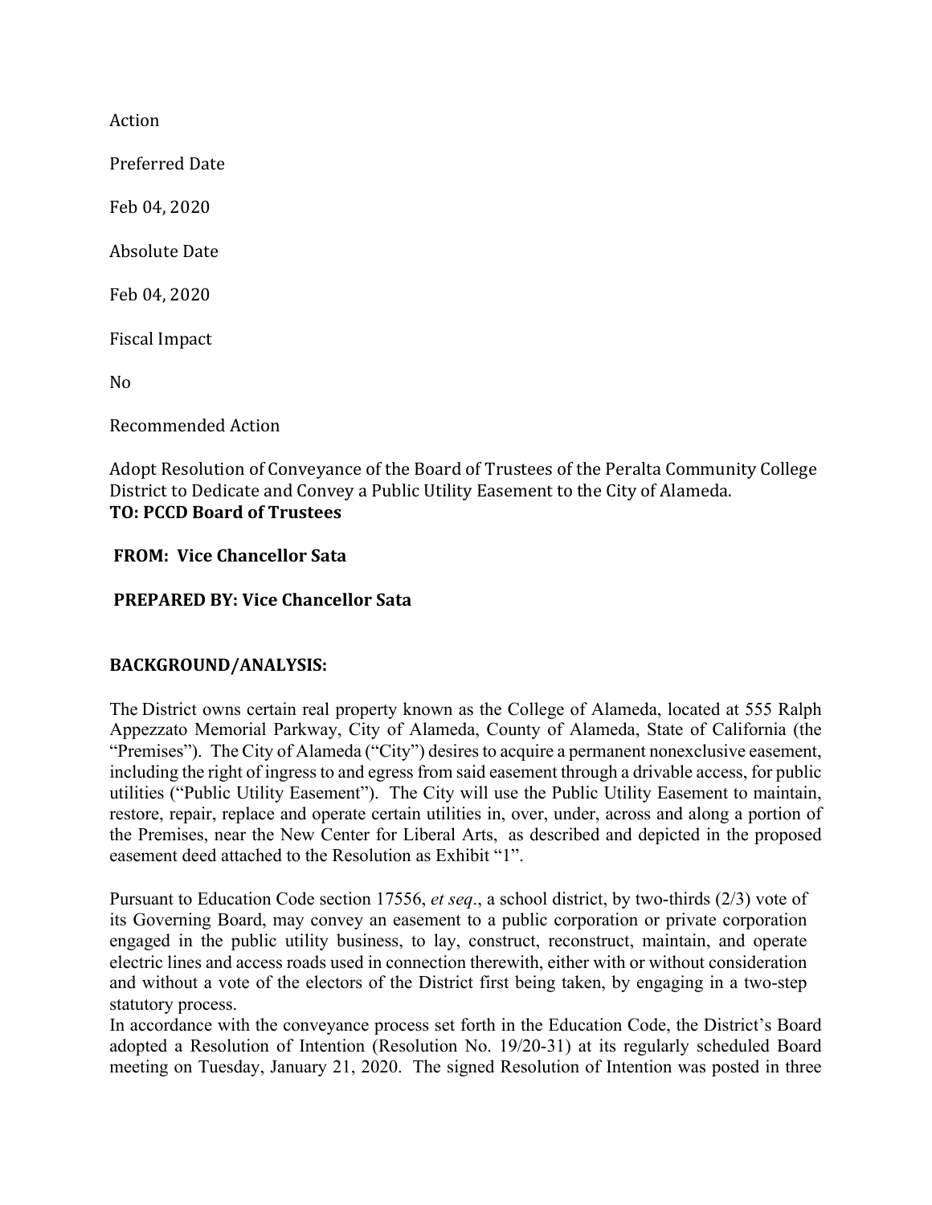Action

Preferred Date

Feb 04, 2020

Absolute Date

Feb 04, 2020

Fiscal Impact

No

Recommended Action

Adopt Resolution of Conveyance of the Board of Trustees of the Peralta Community College District to Dedicate and Convey a Public Utility Easement to the City of Alameda.

**TO: PCCD Board of Trustees**

**FROM: Vice Chancellor Sata**

**PREPARED BY: Vice Chancellor Sata**

**BACKGROUND/ANALYSIS:**

The District owns certain real property known as the College of Alameda, located at 555 Ralph Appezzato Memorial Parkway, City of Alameda, County of Alameda, State of California (the "Premises"). The City of Alameda ("City") desires to acquire a permanent nonexclusive easement, including the right of ingress to and egress from said easement through a drivable access, for public utilities ("Public Utility Easement"). The City will use the Public Utility Easement to maintain, restore, repair, replace and operate certain utilities in, over, under, across and along a portion of the Premises, near the New Center for Liberal Arts, as described and depicted in the proposed easement deed attached to the Resolution as Exhibit "1".

Pursuant to Education Code section 17556, *et seq*., a school district, by two-thirds (2/3) vote of its Governing Board, may convey an easement to a public corporation or private corporation engaged in the public utility business, to lay, construct, reconstruct, maintain, and operate electric lines and access roads used in connection therewith, either with or without consideration and without a vote of the electors of the District first being taken, by engaging in a two-step statutory process.

In accordance with the conveyance process set forth in the Education Code, the District's Board adopted a Resolution of Intention (Resolution No. 19/20-31) at its regularly scheduled Board meeting on Tuesday, January 21, 2020. The signed Resolution of Intention was posted in three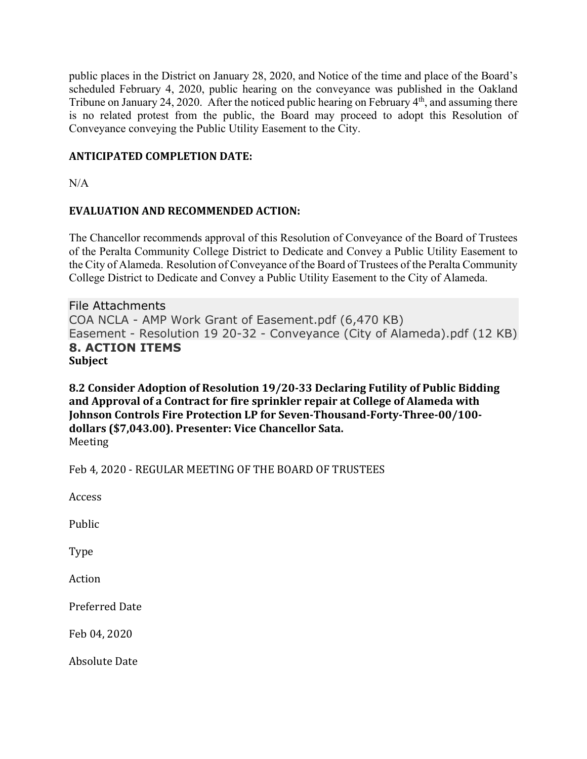public places in the District on January 28, 2020, and Notice of the time and place of the Board's scheduled February 4, 2020, public hearing on the conveyance was published in the Oakland Tribune on January 24, 2020. After the noticed public hearing on February 4th, and assuming there is no related protest from the public, the Board may proceed to adopt this Resolution of Conveyance conveying the Public Utility Easement to the City.

**ANTICIPATED COMPLETION DATE:**

N/A

**EVALUATION AND RECOMMENDED ACTION:**

The Chancellor recommends approval of this Resolution of Conveyance of the Board of Trustees of the Peralta Community College District to Dedicate and Convey a Public Utility Easement to the City of Alameda. Resolution of Conveyance of the Board of Trustees of the Peralta Community College District to Dedicate and Convey a Public Utility Easement to the City of Alameda.

File Attachments
COA NCLA - AMP Work Grant of Easement.pdf (6,470 KB)
Easement - Resolution 19 20-32 - Conveyance (City of Alameda).pdf (12 KB)

## 8. ACTION ITEMS

**Subject**

**8.2 Consider Adoption of Resolution 19/20-33 Declaring Futility of Public Bidding and Approval of a Contract for fire sprinkler repair at College of Alameda with Johnson Controls Fire Protection LP for Seven-Thousand-Forty-Three-00/100-dollars ($7,043.00). Presenter: Vice Chancellor Sata.**

Meeting

Feb 4, 2020 - REGULAR MEETING OF THE BOARD OF TRUSTEES

Access

Public

Type

Action

Preferred Date

Feb 04, 2020

Absolute Date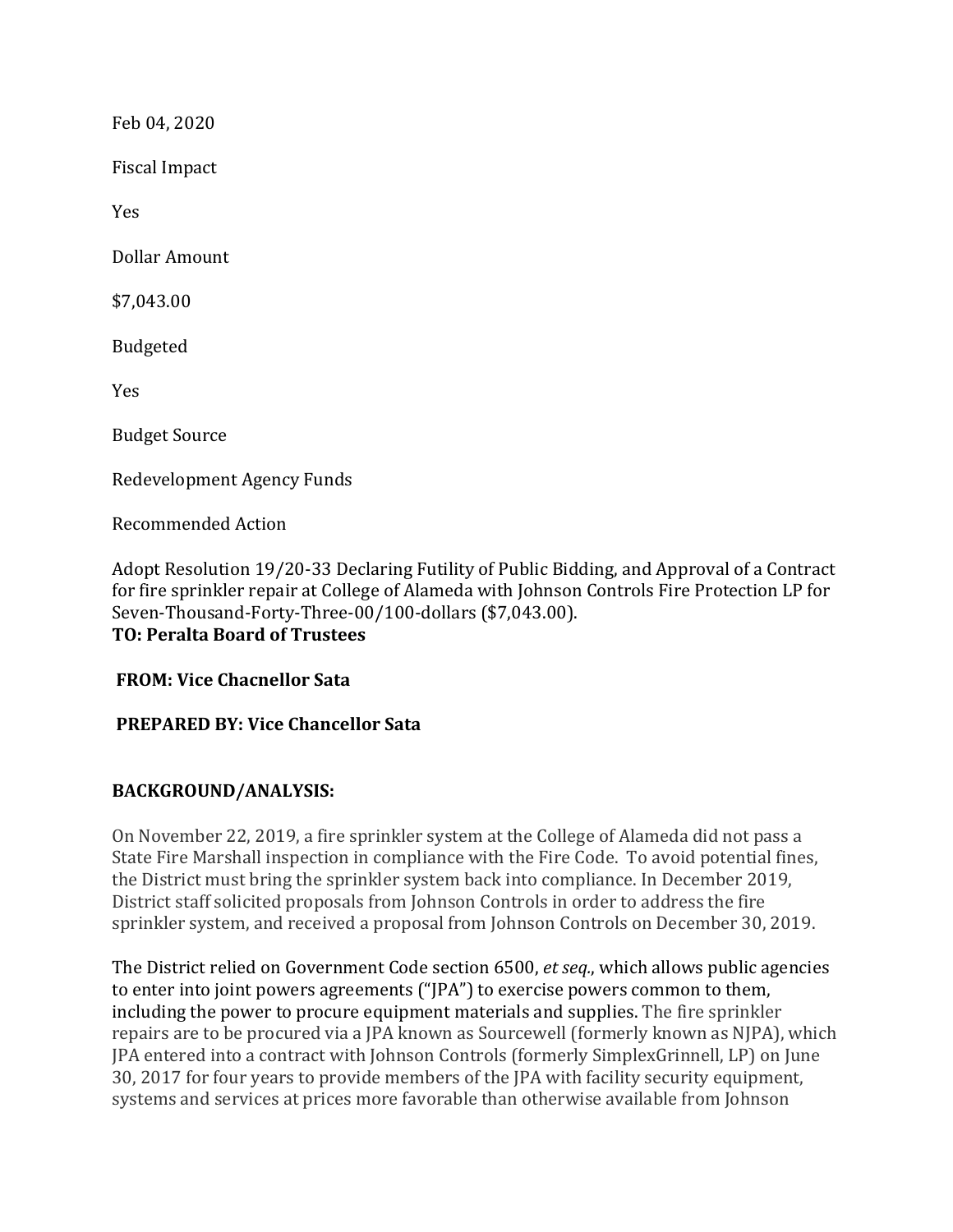Feb 04, 2020

Fiscal Impact

Yes

Dollar Amount

$7,043.00

Budgeted

Yes

Budget Source

Redevelopment Agency Funds

Recommended Action

Adopt Resolution 19/20-33 Declaring Futility of Public Bidding, and Approval of a Contract for fire sprinkler repair at College of Alameda with Johnson Controls Fire Protection LP for Seven-Thousand-Forty-Three-00/100-dollars ($7,043.00).

**TO: Peralta Board of Trustees**

**FROM: Vice Chacnellor Sata**

**PREPARED BY: Vice Chancellor Sata**

**BACKGROUND/ANALYSIS:**

On November 22, 2019, a fire sprinkler system at the College of Alameda did not pass a State Fire Marshall inspection in compliance with the Fire Code. To avoid potential fines, the District must bring the sprinkler system back into compliance. In December 2019, District staff solicited proposals from Johnson Controls in order to address the fire sprinkler system, and received a proposal from Johnson Controls on December 30, 2019.

The District relied on Government Code section 6500, *et seq.*, which allows public agencies to enter into joint powers agreements ("JPA") to exercise powers common to them, including the power to procure equipment materials and supplies. The fire sprinkler repairs are to be procured via a JPA known as Sourcewell (formerly known as NJPA), which JPA entered into a contract with Johnson Controls (formerly SimplexGrinnell, LP) on June 30, 2017 for four years to provide members of the JPA with facility security equipment, systems and services at prices more favorable than otherwise available from Johnson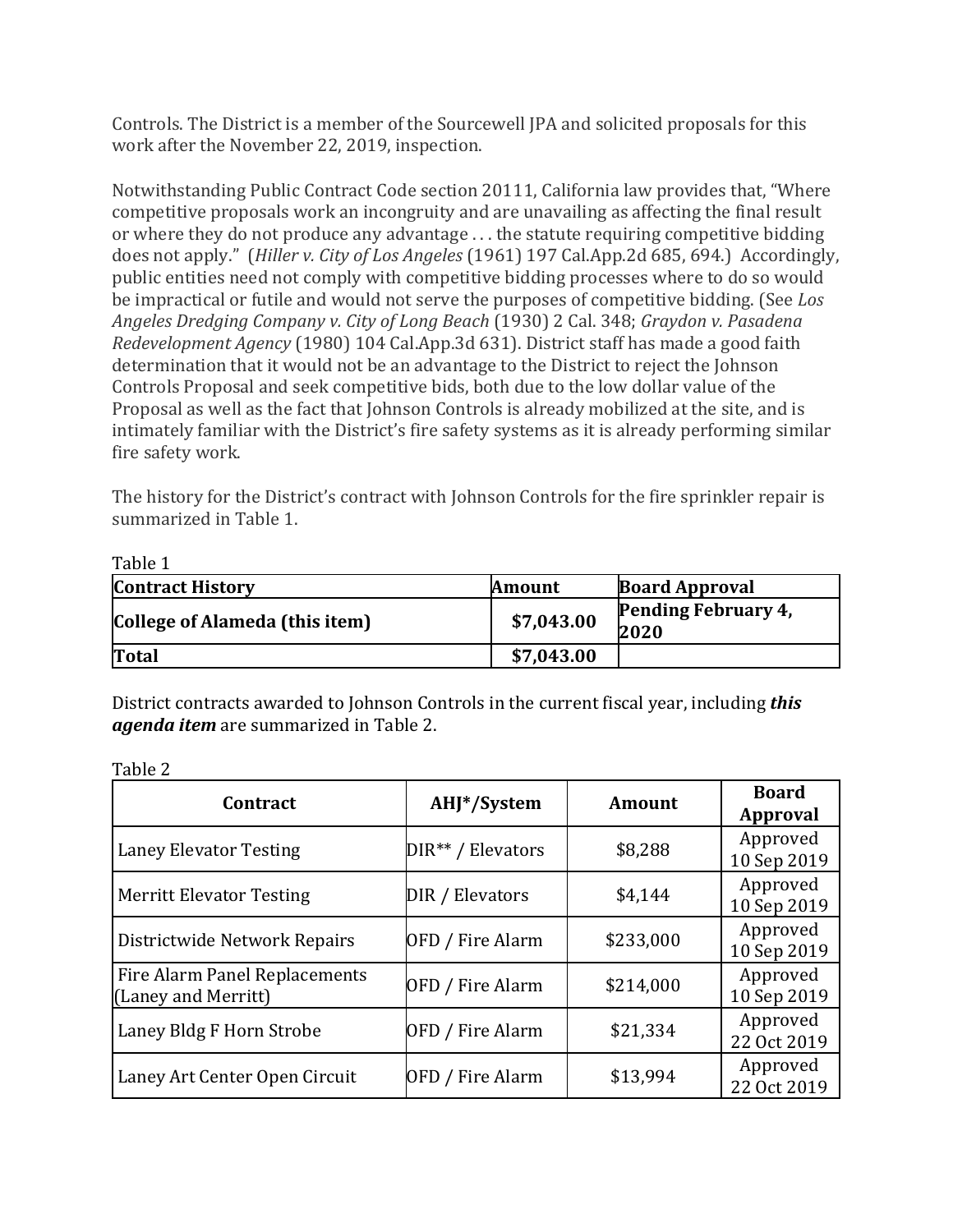Controls. The District is a member of the Sourcewell JPA and solicited proposals for this work after the November 22, 2019, inspection.

Notwithstanding Public Contract Code section 20111, California law provides that, "Where competitive proposals work an incongruity and are unavailing as affecting the final result or where they do not produce any advantage . . . the statute requiring competitive bidding does not apply." (*Hiller v. City of Los Angeles* (1961) 197 Cal.App.2d 685, 694.) Accordingly, public entities need not comply with competitive bidding processes where to do so would be impractical or futile and would not serve the purposes of competitive bidding. (See *Los Angeles Dredging Company v. City of Long Beach* (1930) 2 Cal. 348; *Graydon v. Pasadena Redevelopment Agency* (1980) 104 Cal.App.3d 631). District staff has made a good faith determination that it would not be an advantage to the District to reject the Johnson Controls Proposal and seek competitive bids, both due to the low dollar value of the Proposal as well as the fact that Johnson Controls is already mobilized at the site, and is intimately familiar with the District's fire safety systems as it is already performing similar fire safety work.

The history for the District's contract with Johnson Controls for the fire sprinkler repair is summarized in Table 1.

Table 1

| Contract History | Amount | Board Approval |
|---|---|---|
| **College of Alameda (this item)** | **$7,043.00** | **Pending February 4, 2020** |
| **Total** | **$7,043.00** | |

District contracts awarded to Johnson Controls in the current fiscal year, including ***this agenda item*** are summarized in Table 2.

Table 2

| Contract | AHJ*/System | Amount | Board Approval |
|---|---|---|---|
| Laney Elevator Testing | DIR** / Elevators | $8,288 | Approved 10 Sep 2019 |
| Merritt Elevator Testing | DIR / Elevators | $4,144 | Approved 10 Sep 2019 |
| Districtwide Network Repairs | OFD / Fire Alarm | $233,000 | Approved 10 Sep 2019 |
| Fire Alarm Panel Replacements (Laney and Merritt) | OFD / Fire Alarm | $214,000 | Approved 10 Sep 2019 |
| Laney Bldg F Horn Strobe | OFD / Fire Alarm | $21,334 | Approved 22 Oct 2019 |
| Laney Art Center Open Circuit | OFD / Fire Alarm | $13,994 | Approved 22 Oct 2019 |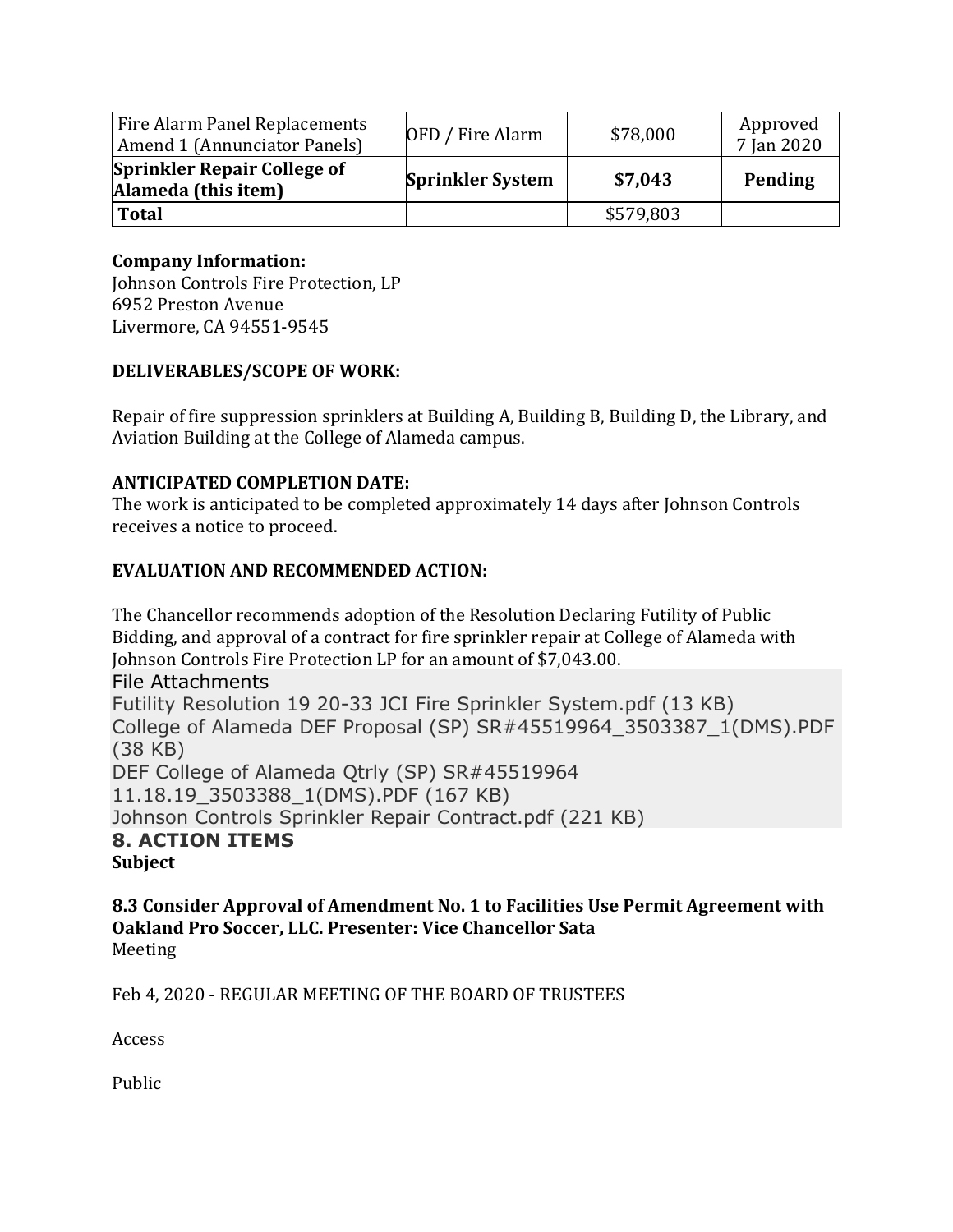| Fire Alarm Panel Replacements Amend 1 (Annunciator Panels) | OFD / Fire Alarm | $78,000 | Approved 7 Jan 2020 |
|---|---|---|---|
| **Sprinkler Repair College of Alameda (this item)** | **Sprinkler System** | **$7,043** | **Pending** |
| **Total** | | $579,803 | |

**Company Information:**
Johnson Controls Fire Protection, LP
6952 Preston Avenue
Livermore, CA 94551-9545

**DELIVERABLES/SCOPE OF WORK:**

Repair of fire suppression sprinklers at Building A, Building B, Building D, the Library, and Aviation Building at the College of Alameda campus.

**ANTICIPATED COMPLETION DATE:**
The work is anticipated to be completed approximately 14 days after Johnson Controls receives a notice to proceed.

**EVALUATION AND RECOMMENDED ACTION:**

The Chancellor recommends adoption of the Resolution Declaring Futility of Public Bidding, and approval of a contract for fire sprinkler repair at College of Alameda with Johnson Controls Fire Protection LP for an amount of $7,043.00.

File Attachments
Futility Resolution 19 20-33 JCI Fire Sprinkler System.pdf (13 KB)
College of Alameda DEF Proposal (SP) SR#45519964_3503387_1(DMS).PDF (38 KB)
DEF College of Alameda Qtrly (SP) SR#45519964 11.18.19_3503388_1(DMS).PDF (167 KB)
Johnson Controls Sprinkler Repair Contract.pdf (221 KB)

## 8. ACTION ITEMS

**Subject**

**8.3 Consider Approval of Amendment No. 1 to Facilities Use Permit Agreement with Oakland Pro Soccer, LLC. Presenter: Vice Chancellor Sata**

Meeting

Feb 4, 2020 - REGULAR MEETING OF THE BOARD OF TRUSTEES

Access

Public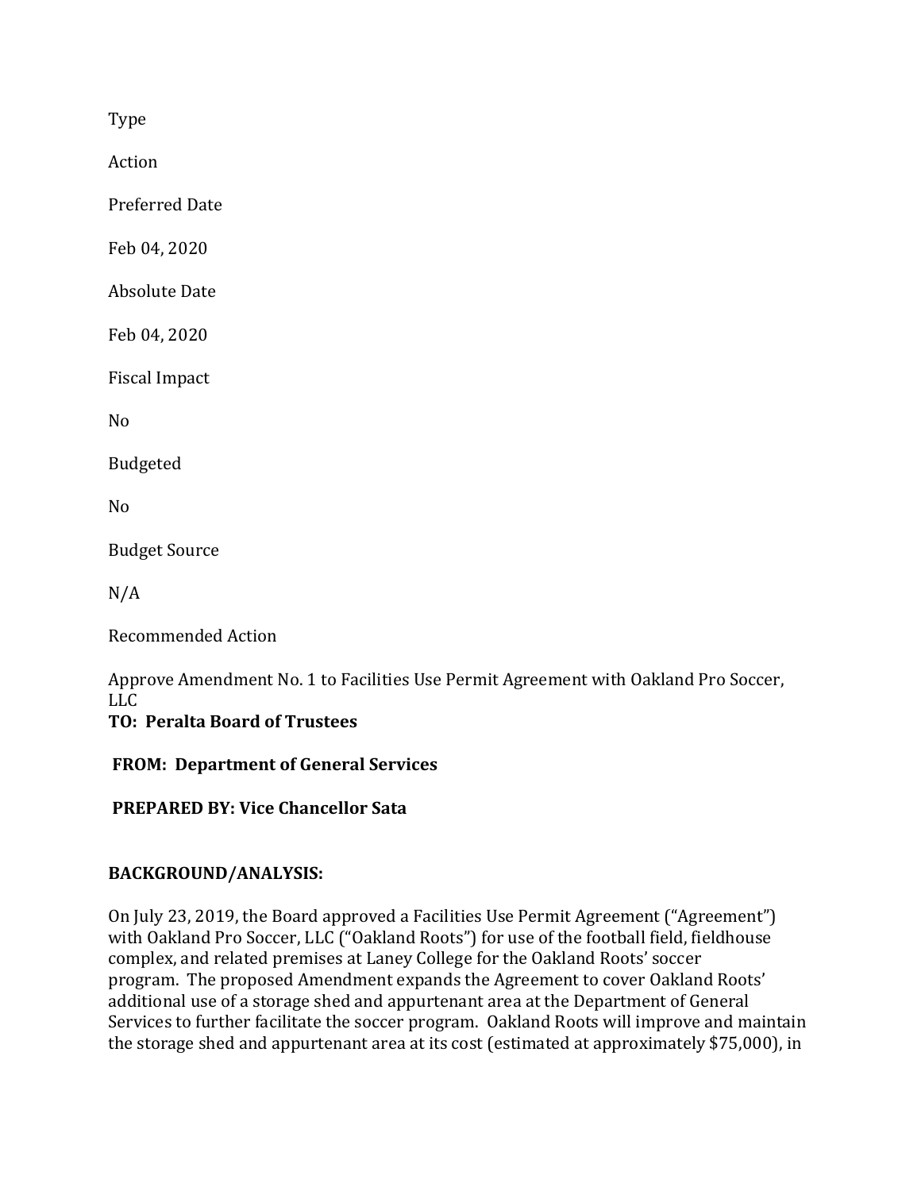Type

Action

Preferred Date

Feb 04, 2020

Absolute Date

Feb 04, 2020

Fiscal Impact

No

Budgeted

No

Budget Source

N/A

Recommended Action

Approve Amendment No. 1 to Facilities Use Permit Agreement with Oakland Pro Soccer, LLC

**TO: Peralta Board of Trustees**

**FROM: Department of General Services**

**PREPARED BY: Vice Chancellor Sata**

**BACKGROUND/ANALYSIS:**

On July 23, 2019, the Board approved a Facilities Use Permit Agreement ("Agreement") with Oakland Pro Soccer, LLC ("Oakland Roots") for use of the football field, fieldhouse complex, and related premises at Laney College for the Oakland Roots' soccer program. The proposed Amendment expands the Agreement to cover Oakland Roots' additional use of a storage shed and appurtenant area at the Department of General Services to further facilitate the soccer program. Oakland Roots will improve and maintain the storage shed and appurtenant area at its cost (estimated at approximately $75,000), in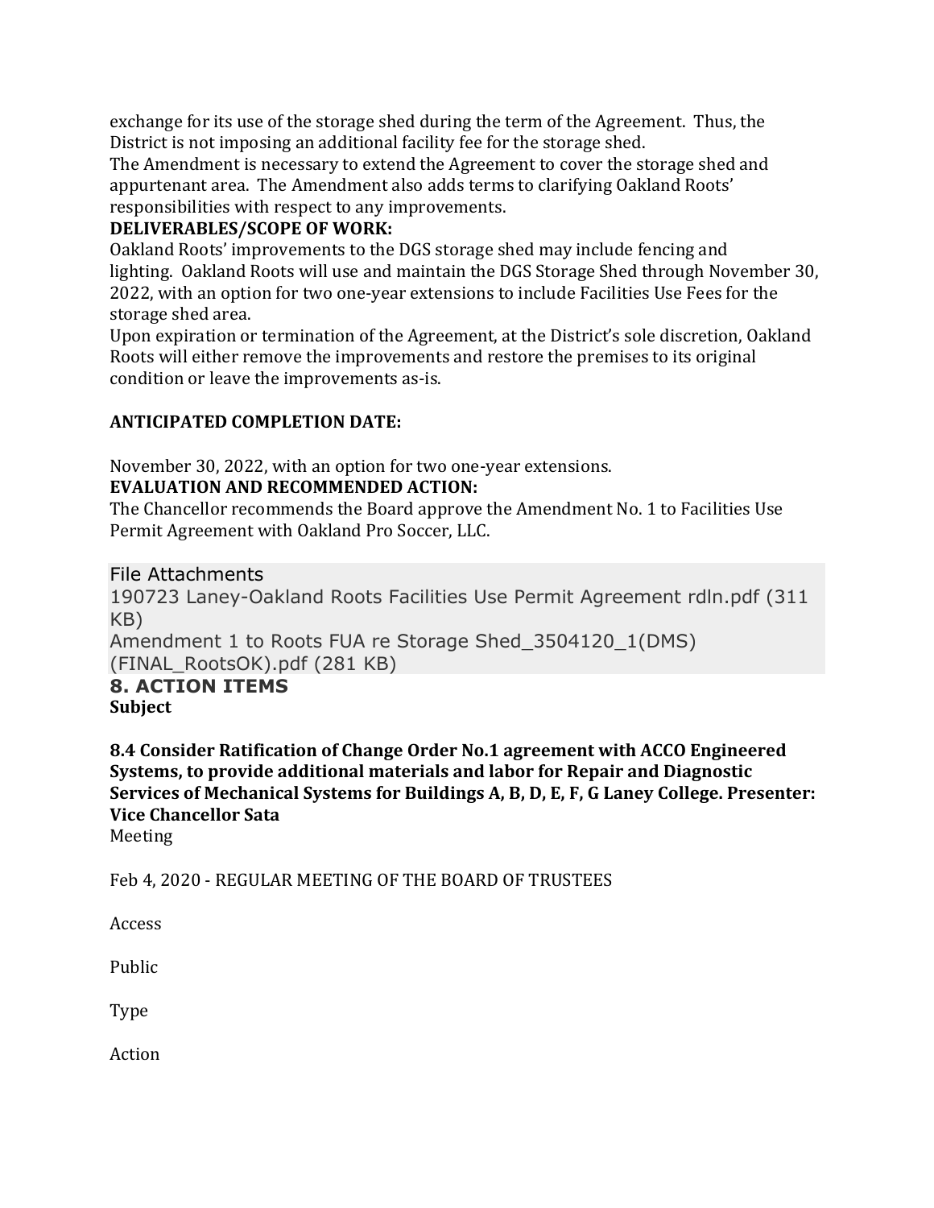exchange for its use of the storage shed during the term of the Agreement. Thus, the District is not imposing an additional facility fee for the storage shed.

The Amendment is necessary to extend the Agreement to cover the storage shed and appurtenant area. The Amendment also adds terms to clarifying Oakland Roots' responsibilities with respect to any improvements.

**DELIVERABLES/SCOPE OF WORK:**

Oakland Roots' improvements to the DGS storage shed may include fencing and lighting. Oakland Roots will use and maintain the DGS Storage Shed through November 30, 2022, with an option for two one-year extensions to include Facilities Use Fees for the storage shed area.

Upon expiration or termination of the Agreement, at the District's sole discretion, Oakland Roots will either remove the improvements and restore the premises to its original condition or leave the improvements as-is.

**ANTICIPATED COMPLETION DATE:**

November 30, 2022, with an option for two one-year extensions.

**EVALUATION AND RECOMMENDED ACTION:**

The Chancellor recommends the Board approve the Amendment No. 1 to Facilities Use Permit Agreement with Oakland Pro Soccer, LLC.

File Attachments

190723 Laney-Oakland Roots Facilities Use Permit Agreement rdln.pdf (311 KB)

Amendment 1 to Roots FUA re Storage Shed_3504120_1(DMS) (FINAL_RootsOK).pdf (281 KB)

## 8. ACTION ITEMS

**Subject**

**8.4 Consider Ratification of Change Order No.1 agreement with ACCO Engineered Systems, to provide additional materials and labor for Repair and Diagnostic Services of Mechanical Systems for Buildings A, B, D, E, F, G Laney College. Presenter: Vice Chancellor Sata**

Meeting

Feb 4, 2020 - REGULAR MEETING OF THE BOARD OF TRUSTEES

Access

Public

Type

Action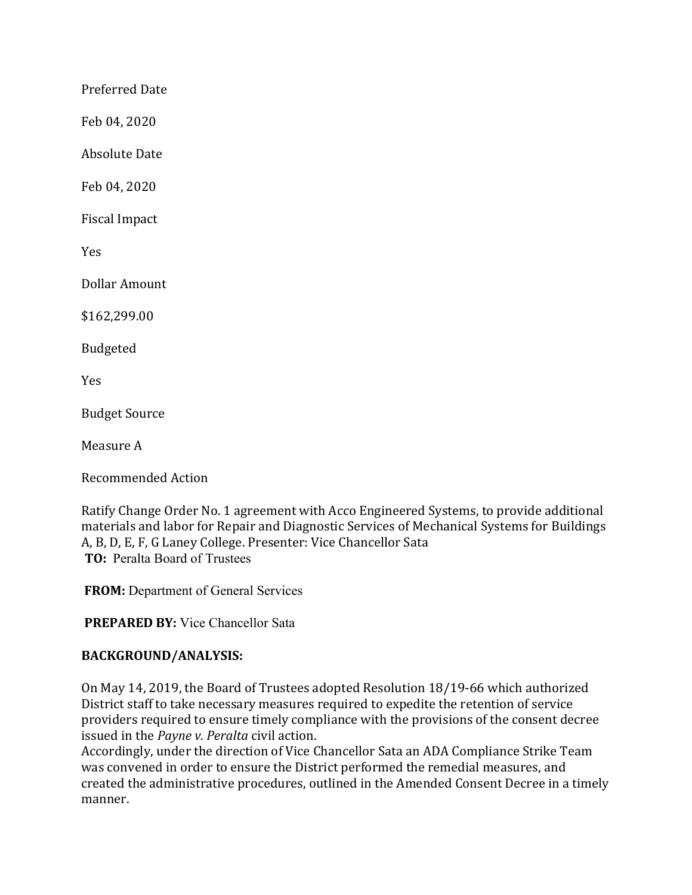Preferred Date

Feb 04, 2020

Absolute Date

Feb 04, 2020

Fiscal Impact

Yes

Dollar Amount

$162,299.00

Budgeted

Yes

Budget Source

Measure A

Recommended Action

Ratify Change Order No. 1 agreement with Acco Engineered Systems, to provide additional materials and labor for Repair and Diagnostic Services of Mechanical Systems for Buildings A, B, D, E, F, G Laney College. Presenter: Vice Chancellor Sata

**TO:** Peralta Board of Trustees

**FROM:** Department of General Services

**PREPARED BY:** Vice Chancellor Sata

**BACKGROUND/ANALYSIS:**

On May 14, 2019, the Board of Trustees adopted Resolution 18/19-66 which authorized District staff to take necessary measures required to expedite the retention of service providers required to ensure timely compliance with the provisions of the consent decree issued in the *Payne v. Peralta* civil action.

Accordingly, under the direction of Vice Chancellor Sata an ADA Compliance Strike Team was convened in order to ensure the District performed the remedial measures, and created the administrative procedures, outlined in the Amended Consent Decree in a timely manner.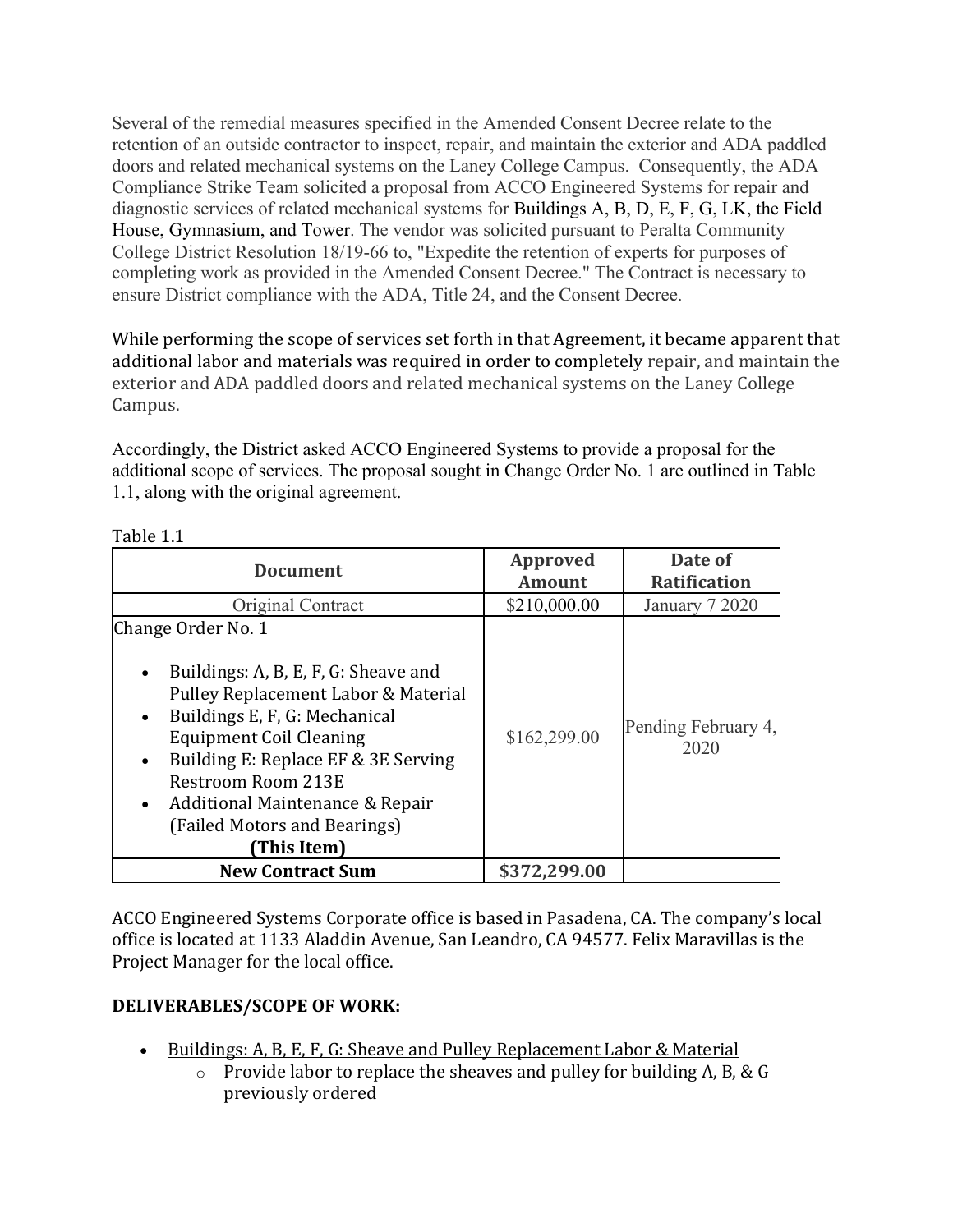Several of the remedial measures specified in the Amended Consent Decree relate to the retention of an outside contractor to inspect, repair, and maintain the exterior and ADA paddled doors and related mechanical systems on the Laney College Campus. Consequently, the ADA Compliance Strike Team solicited a proposal from ACCO Engineered Systems for repair and diagnostic services of related mechanical systems for Buildings A, B, D, E, F, G, LK, the Field House, Gymnasium, and Tower. The vendor was solicited pursuant to Peralta Community College District Resolution 18/19-66 to, "Expedite the retention of experts for purposes of completing work as provided in the Amended Consent Decree." The Contract is necessary to ensure District compliance with the ADA, Title 24, and the Consent Decree.

While performing the scope of services set forth in that Agreement, it became apparent that additional labor and materials was required in order to completely repair, and maintain the exterior and ADA paddled doors and related mechanical systems on the Laney College Campus.

Accordingly, the District asked ACCO Engineered Systems to provide a proposal for the additional scope of services. The proposal sought in Change Order No. 1 are outlined in Table 1.1, along with the original agreement.

Table 1.1

| Document | Approved Amount | Date of Ratification |
|---|---|---|
| Original Contract | \$210,000.00 | January 7 2020 |
| Change Order No. 1<br><br>• Buildings: A, B, E, F, G: Sheave and Pulley Replacement Labor & Material<br>• Buildings E, F, G: Mechanical Equipment Coil Cleaning<br>• Building E: Replace EF & 3E Serving Restroom Room 213E<br>• Additional Maintenance & Repair (Failed Motors and Bearings)<br>**(This Item)** | \$162,299.00 | Pending February 4, 2020 |
| **New Contract Sum** | **\$372,299.00** | |

ACCO Engineered Systems Corporate office is based in Pasadena, CA. The company's local office is located at 1133 Aladdin Avenue, San Leandro, CA 94577. Felix Maravillas is the Project Manager for the local office.

**DELIVERABLES/SCOPE OF WORK:**

- <u>Buildings: A, B, E, F, G: Sheave and Pulley Replacement Labor & Material</u>
  - Provide labor to replace the sheaves and pulley for building A, B, & G previously ordered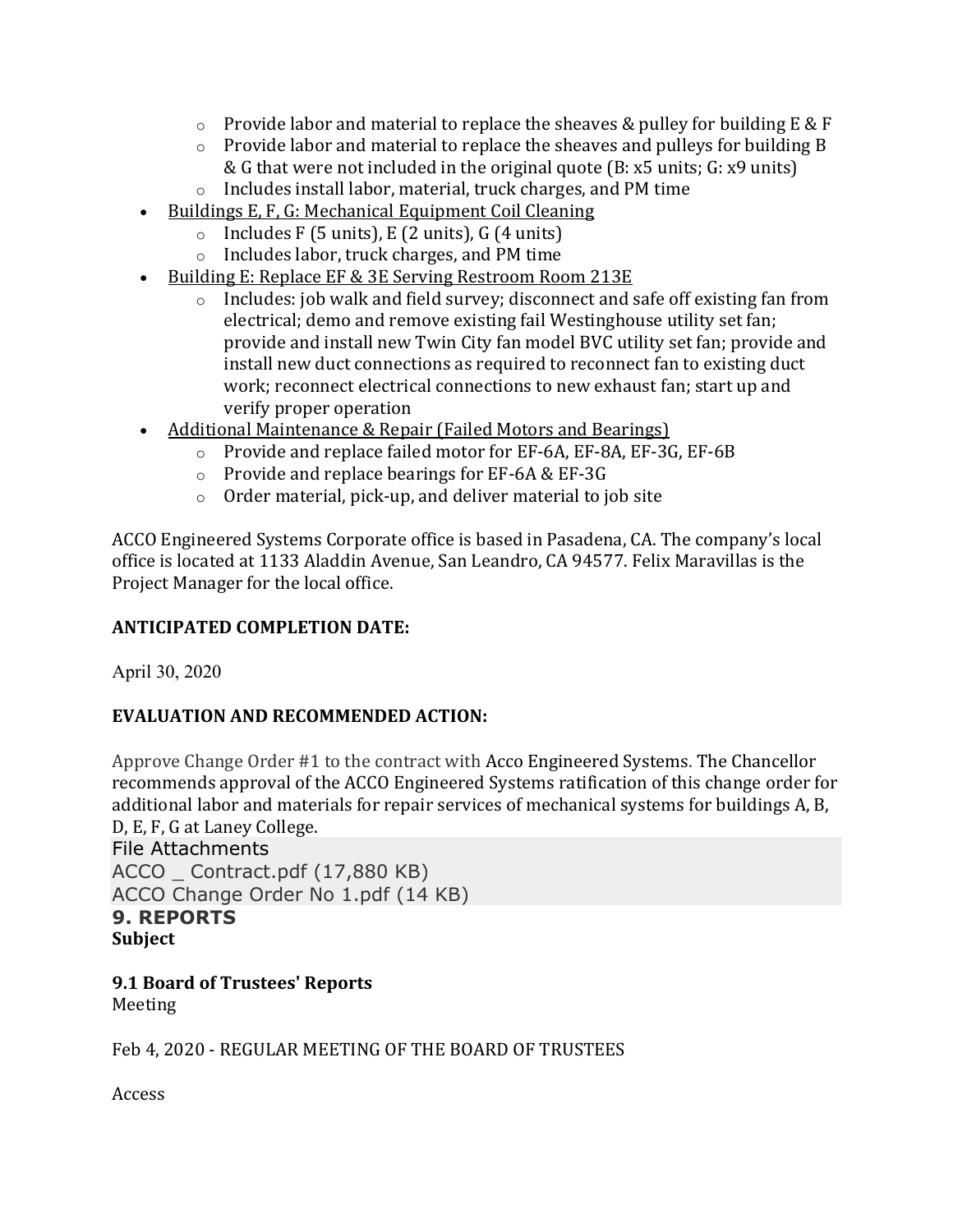- Provide labor and material to replace the sheaves & pulley for building E & F
  - Provide labor and material to replace the sheaves and pulleys for building B & G that were not included in the original quote (B: x5 units; G: x9 units)
  - Includes install labor, material, truck charges, and PM time
- Buildings E, F, G: Mechanical Equipment Coil Cleaning
  - Includes F (5 units), E (2 units), G (4 units)
  - Includes labor, truck charges, and PM time
- Building E: Replace EF & 3E Serving Restroom Room 213E
  - Includes: job walk and field survey; disconnect and safe off existing fan from electrical; demo and remove existing fail Westinghouse utility set fan; provide and install new Twin City fan model BVC utility set fan; provide and install new duct connections as required to reconnect fan to existing duct work; reconnect electrical connections to new exhaust fan; start up and verify proper operation
- Additional Maintenance & Repair (Failed Motors and Bearings)
  - Provide and replace failed motor for EF-6A, EF-8A, EF-3G, EF-6B
  - Provide and replace bearings for EF-6A & EF-3G
  - Order material, pick-up, and deliver material to job site

ACCO Engineered Systems Corporate office is based in Pasadena, CA. The company's local office is located at 1133 Aladdin Avenue, San Leandro, CA 94577. Felix Maravillas is the Project Manager for the local office.

**ANTICIPATED COMPLETION DATE:**

April 30, 2020

**EVALUATION AND RECOMMENDED ACTION:**

Approve Change Order #1 to the contract with Acco Engineered Systems. The Chancellor recommends approval of the ACCO Engineered Systems ratification of this change order for additional labor and materials for repair services of mechanical systems for buildings A, B, D, E, F, G at Laney College.

File Attachments
ACCO _ Contract.pdf (17,880 KB)
ACCO Change Order No 1.pdf (14 KB)

## 9. REPORTS

**Subject**

**9.1 Board of Trustees' Reports**

Meeting

Feb 4, 2020 - REGULAR MEETING OF THE BOARD OF TRUSTEES

Access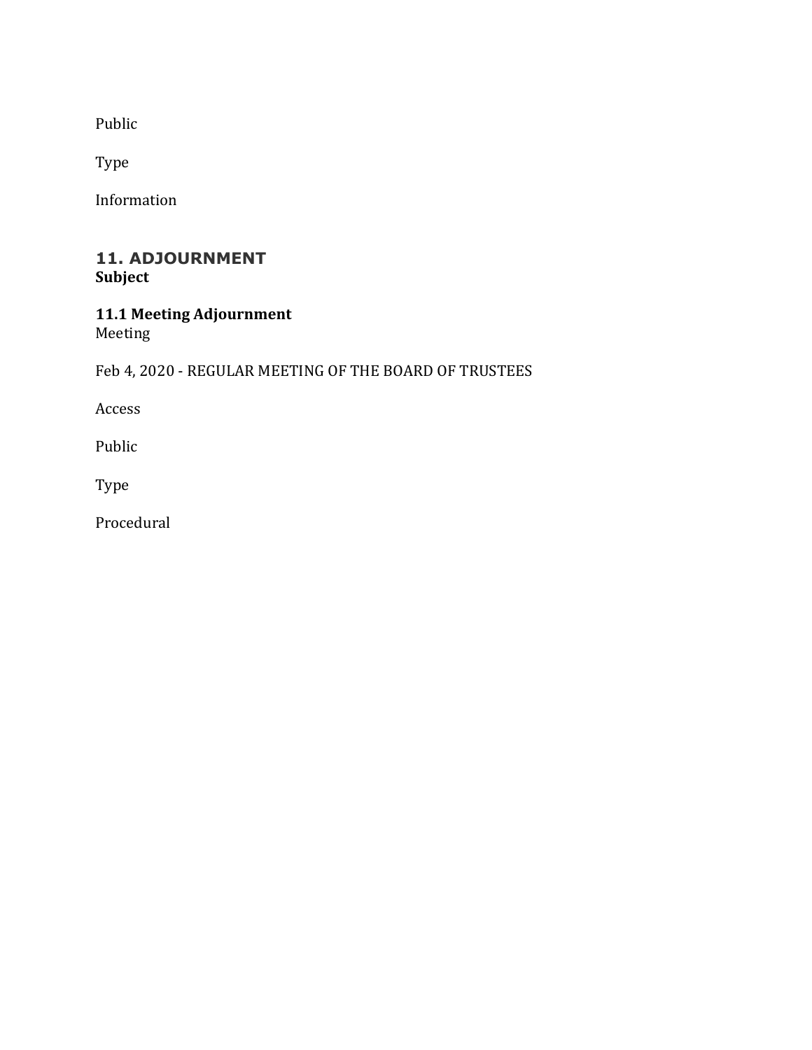Public

Type

Information

## 11. ADJOURNMENT

**Subject**

**11.1 Meeting Adjournment**

Meeting

Feb 4, 2020 - REGULAR MEETING OF THE BOARD OF TRUSTEES

Access

Public

Type

Procedural